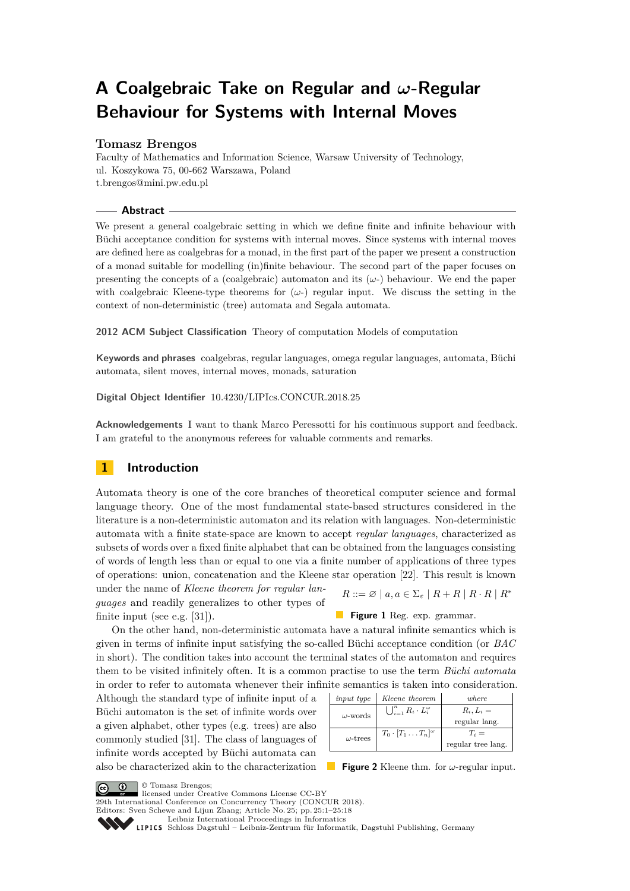# A Coalgebraic Take on Regular and $\omega$-Regular Behaviour for Systems with Internal Moves

**Tomasz Brengos**

Faculty of Mathematics and Information Science, Warsaw University of Technology,
ul. Koszykowa 75, 00-662 Warszawa, Poland
t.brengos@mini.pw.edu.pl

## Abstract

We present a general coalgebraic setting in which we define finite and infinite behaviour with Büchi acceptance condition for systems with internal moves. Since systems with internal moves are defined here as coalgebras for a monad, in the first part of the paper we present a construction of a monad suitable for modelling (in)finite behaviour. The second part of the paper focuses on presenting the concepts of a (coalgebraic) automaton and its ($\omega$-) behaviour. We end the paper with coalgebraic Kleene-type theorems for ($\omega$-) regular input. We discuss the setting in the context of non-deterministic (tree) automata and Segala automata.

**2012 ACM Subject Classification** Theory of computation Models of computation

**Keywords and phrases** coalgebras, regular languages, omega regular languages, automata, Büchi automata, silent moves, internal moves, monads, saturation

**Digital Object Identifier** 10.4230/LIPIcs.CONCUR.2018.25

**Acknowledgements** I want to thank Marco Peressotti for his continuous support and feedback. I am grateful to the anonymous referees for valuable comments and remarks.

## 1 Introduction

Automata theory is one of the core branches of theoretical computer science and formal language theory. One of the most fundamental state-based structures considered in the literature is a non-deterministic automaton and its relation with languages. Non-deterministic automata with a finite state-space are known to accept *regular languages*, characterized as subsets of words over a fixed finite alphabet that can be obtained from the languages consisting of words of length less than or equal to one via a finite number of applications of three types of operations: union, concatenation and the Kleene star operation [22]. This result is known under the name of *Kleene theorem for regular languages* and readily generalizes to other types of finite input (see e.g. [31]).

$$R ::= \varnothing \mid a, a \in \Sigma_\varepsilon \mid R + R \mid R \cdot R \mid R^*$$

**Figure 1** Reg. exp. grammar.

On the other hand, non-deterministic automata have a natural infinite semantics which is given in terms of infinite input satisfying the so-called Büchi acceptance condition (or *BAC* in short). The condition takes into account the terminal states of the automaton and requires them to be visited infinitely often. It is a common practise to use the term *Büchi automata* in order to refer to automata whenever their infinite semantics is taken into consideration. Although the standard type of infinite input of a Büchi automaton is the set of infinite words over a given alphabet, other types (e.g. trees) are also commonly studied [31]. The class of languages of infinite words accepted by Büchi automata can also be characterized akin to the characterization

| *input type* | *Kleene theorem* | *where* |
|---|---|---|
| $\omega$-words | $\bigcup_{i=1}^n R_i \cdot L_i^\omega$ | $R_i, L_i =$ regular lang. |
| $\omega$-trees | $T_0 \cdot [T_1 \dots T_n]^\omega$ | $T_i =$ regular tree lang. |

**Figure 2** Kleene thm. for $\omega$-regular input.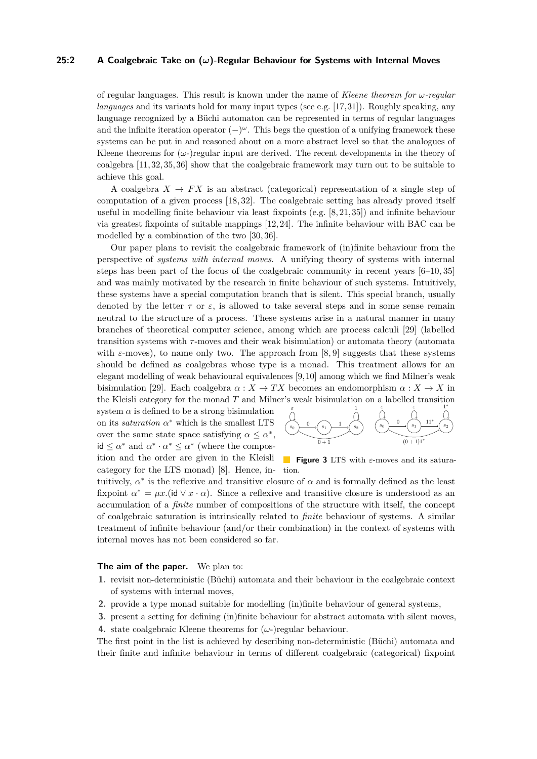of regular languages. This result is known under the name of *Kleene theorem for $\omega$-regular languages* and its variants hold for many input types (see e.g. [17,31]). Roughly speaking, any language recognized by a Büchi automaton can be represented in terms of regular languages and the infinite iteration operator $(-)^\omega$. This begs the question of a unifying framework these systems can be put in and reasoned about on a more abstract level so that the analogues of Kleene theorems for ($\omega$-)regular input are derived. The recent developments in the theory of coalgebra [11,32,35,36] show that the coalgebraic framework may turn out to be suitable to achieve this goal.

A coalgebra $X \to FX$ is an abstract (categorical) representation of a single step of computation of a given process [18,32]. The coalgebraic setting has already proved itself useful in modelling finite behaviour via least fixpoints (e.g. [8,21,35]) and infinite behaviour via greatest fixpoints of suitable mappings [12,24]. The infinite behaviour with BAC can be modelled by a combination of the two [30,36].

Our paper plans to revisit the coalgebraic framework of (in)finite behaviour from the perspective of *systems with internal moves*. A unifying theory of systems with internal steps has been part of the focus of the coalgebraic community in recent years [6–10,35] and was mainly motivated by the research in finite behaviour of such systems. Intuitively, these systems have a special computation branch that is silent. This special branch, usually denoted by the letter $\tau$ or $\varepsilon$, is allowed to take several steps and in some sense remain neutral to the structure of a process. These systems arise in a natural manner in many branches of theoretical computer science, among which are process calculi [29] (labelled transition systems with $\tau$-moves and their weak bisimulation) or automata theory (automata with $\varepsilon$-moves), to name only two. The approach from [8,9] suggests that these systems should be defined as coalgebras whose type is a monad. This treatment allows for an elegant modelling of weak behavioural equivalences [9,10] among which we find Milner's weak bisimulation [29]. Each coalgebra $\alpha : X \to TX$ becomes an endomorphism $\alpha : X \to X$ in the Kleisli category for the monad $T$ and Milner's weak bisimulation on a labelled transition system $\alpha$ is defined to be a strong bisimulation on its *saturation* $\alpha^*$ which is the smallest LTS over the same state space satisfying $\alpha \leq \alpha^*$, $\mathsf{id} \leq \alpha^*$ and $\alpha^* \cdot \alpha^* \leq \alpha^*$ (where the composition and the order are given in the Kleisli category for the LTS monad) [8]. Hence, intuitively, $\alpha^*$ is the reflexive and transitive closure of $\alpha$ and is formally defined as the least fixpoint $\alpha^* = \mu x.(\mathsf{id} \vee x \cdot \alpha)$. Since a reflexive and transitive closure is understood as an accumulation of a *finite* number of compositions of the structure with itself, the concept of coalgebraic saturation is intrinsically related to *finite* behaviour of systems. A similar treatment of infinite behaviour (and/or their combination) in the context of systems with internal moves has not been considered so far.

**Figure 3** LTS with $\varepsilon$-moves and its saturation.

**The aim of the paper.** We plan to:

1. revisit non-deterministic (Büchi) automata and their behaviour in the coalgebraic context of systems with internal moves,
2. provide a type monad suitable for modelling (in)finite behaviour of general systems,
3. present a setting for defining (in)finite behaviour for abstract automata with silent moves,
4. state coalgebraic Kleene theorems for ($\omega$-)regular behaviour.

The first point in the list is achieved by describing non-deterministic (Büchi) automata and their finite and infinite behaviour in terms of different coalgebraic (categorical) fixpoint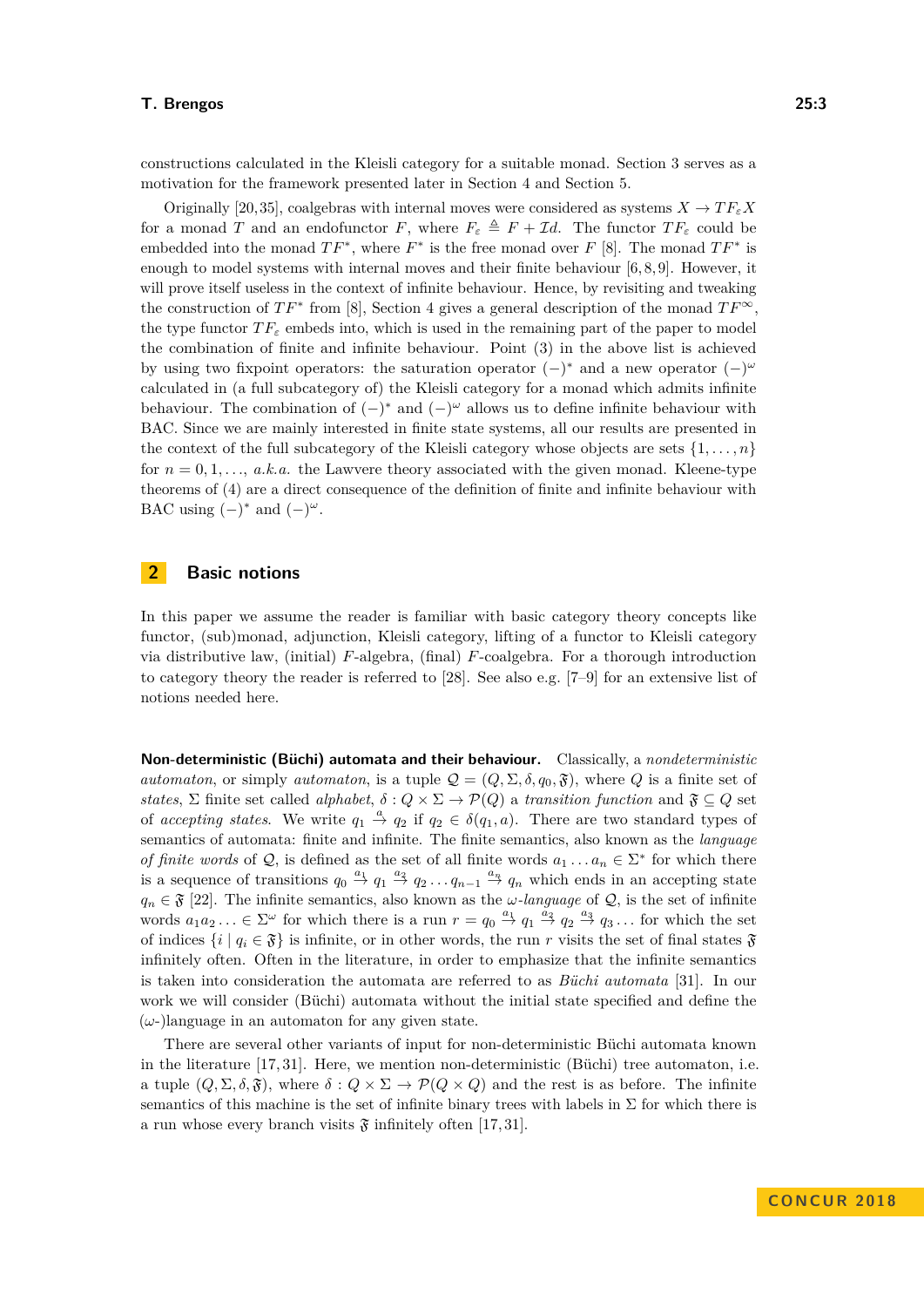constructions calculated in the Kleisli category for a suitable monad. Section 3 serves as a motivation for the framework presented later in Section 4 and Section 5.

Originally [20,35], coalgebras with internal moves were considered as systems $X \to TF_\varepsilon X$ for a monad $T$ and an endofunctor $F$, where $F_\varepsilon \triangleq F + \mathcal{I}d$. The functor $TF_\varepsilon$ could be embedded into the monad $TF^*$, where $F^*$ is the free monad over $F$ [8]. The monad $TF^*$ is enough to model systems with internal moves and their finite behaviour [6,8,9]. However, it will prove itself useless in the context of infinite behaviour. Hence, by revisiting and tweaking the construction of $TF^*$ from [8], Section 4 gives a general description of the monad $TF^\infty$, the type functor $TF_\varepsilon$ embeds into, which is used in the remaining part of the paper to model the combination of finite and infinite behaviour. Point (3) in the above list is achieved by using two fixpoint operators: the saturation operator $(-)^*$ and a new operator $(-)^\omega$ calculated in (a full subcategory of) the Kleisli category for a monad which admits infinite behaviour. The combination of $(-)^*$ and $(-)^\omega$ allows us to define infinite behaviour with BAC. Since we are mainly interested in finite state systems, all our results are presented in the context of the full subcategory of the Kleisli category whose objects are sets $\{1,\ldots,n\}$ for $n = 0,1,\ldots$, *a.k.a.* the Lawvere theory associated with the given monad. Kleene-type theorems of (4) are a direct consequence of the definition of finite and infinite behaviour with BAC using $(-)^*$ and $(-)^\omega$.

## 2 Basic notions

In this paper we assume the reader is familiar with basic category theory concepts like functor, (sub)monad, adjunction, Kleisli category, lifting of a functor to Kleisli category via distributive law, (initial) $F$-algebra, (final) $F$-coalgebra. For a thorough introduction to category theory the reader is referred to [28]. See also e.g. [7–9] for an extensive list of notions needed here.

**Non-deterministic (Büchi) automata and their behaviour.** Classically, a *nondeterministic automaton*, or simply *automaton*, is a tuple $\mathcal{Q} = (Q, \Sigma, \delta, q_0, \mathfrak{F})$, where $Q$ is a finite set of *states*, $\Sigma$ finite set called *alphabet*, $\delta : Q \times \Sigma \to \mathcal{P}(Q)$ a *transition function* and $\mathfrak{F} \subseteq Q$ set of *accepting states*. We write $q_1 \stackrel{a}{\to} q_2$ if $q_2 \in \delta(q_1, a)$. There are two standard types of semantics of automata: finite and infinite. The finite semantics, also known as the *language of finite words* of $\mathcal{Q}$, is defined as the set of all finite words $a_1 \ldots a_n \in \Sigma^*$ for which there is a sequence of transitions $q_0 \stackrel{a_1}{\to} q_1 \stackrel{a_2}{\to} q_2 \ldots q_{n-1} \stackrel{a_n}{\to} q_n$ which ends in an accepting state $q_n \in \mathfrak{F}$ [22]. The infinite semantics, also known as the *$\omega$-language* of $\mathcal{Q}$, is the set of infinite words $a_1 a_2 \ldots \in \Sigma^\omega$ for which there is a run $r = q_0 \stackrel{a_1}{\to} q_1 \stackrel{a_2}{\to} q_2 \stackrel{a_3}{\to} q_3 \ldots$ for which the set of indices $\{i \mid q_i \in \mathfrak{F}\}$ is infinite, or in other words, the run $r$ visits the set of final states $\mathfrak{F}$ infinitely often. Often in the literature, in order to emphasize that the infinite semantics is taken into consideration the automata are referred to as *Büchi automata* [31]. In our work we will consider (Büchi) automata without the initial state specified and define the ($\omega$-)language in an automaton for any given state.

There are several other variants of input for non-deterministic Büchi automata known in the literature [17,31]. Here, we mention non-deterministic (Büchi) tree automaton, i.e. a tuple $(Q, \Sigma, \delta, \mathfrak{F})$, where $\delta : Q \times \Sigma \to \mathcal{P}(Q \times Q)$ and the rest is as before. The infinite semantics of this machine is the set of infinite binary trees with labels in $\Sigma$ for which there is a run whose every branch visits $\mathfrak{F}$ infinitely often [17,31].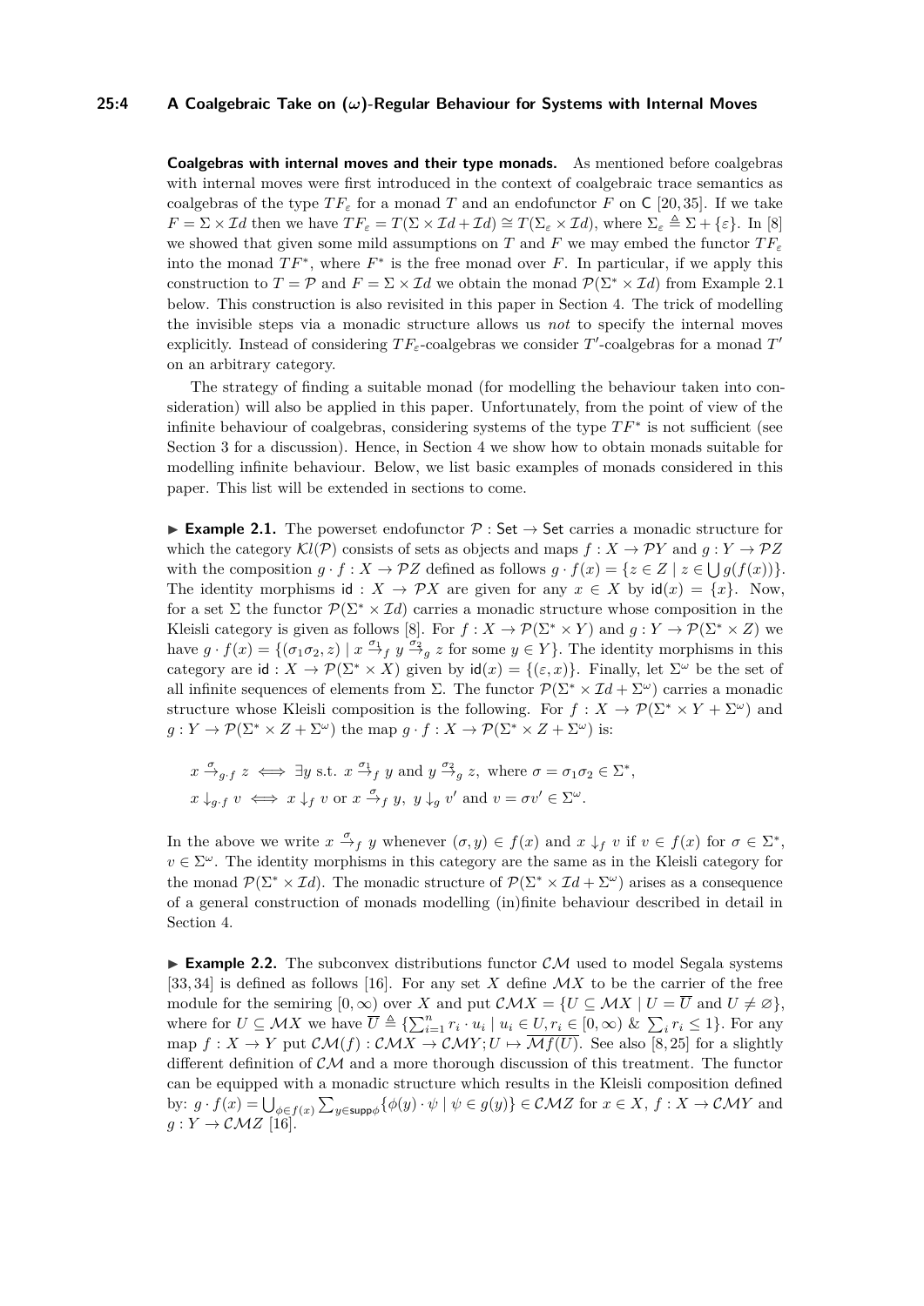**Coalgebras with internal moves and their type monads.** As mentioned before coalgebras with internal moves were first introduced in the context of coalgebraic trace semantics as coalgebras of the type $TF_\varepsilon$ for a monad $T$ and an endofunctor $F$ on $\mathsf{C}$ [20, 35]. If we take $F = \Sigma \times \mathcal{I}d$ then we have $TF_\varepsilon = T(\Sigma \times \mathcal{I}d + \mathcal{I}d) \cong T(\Sigma_\varepsilon \times \mathcal{I}d)$, where $\Sigma_\varepsilon \triangleq \Sigma + \{\varepsilon\}$. In [8] we showed that given some mild assumptions on $T$ and $F$ we may embed the functor $TF_\varepsilon$ into the monad $TF^*$, where $F^*$ is the free monad over $F$. In particular, if we apply this construction to $T = \mathcal{P}$ and $F = \Sigma \times \mathcal{I}d$ we obtain the monad $\mathcal{P}(\Sigma^* \times \mathcal{I}d)$ from Example 2.1 below. This construction is also revisited in this paper in Section 4. The trick of modelling the invisible steps via a monadic structure allows us *not* to specify the internal moves explicitly. Instead of considering $TF_\varepsilon$-coalgebras we consider $T'$-coalgebras for a monad $T'$ on an arbitrary category.

The strategy of finding a suitable monad (for modelling the behaviour taken into consideration) will also be applied in this paper. Unfortunately, from the point of view of the infinite behaviour of coalgebras, considering systems of the type $TF^*$ is not sufficient (see Section 3 for a discussion). Hence, in Section 4 we show how to obtain monads suitable for modelling infinite behaviour. Below, we list basic examples of monads considered in this paper. This list will be extended in sections to come.

▶ **Example 2.1.** The powerset endofunctor $\mathcal{P} : \mathsf{Set} \to \mathsf{Set}$ carries a monadic structure for which the category $\mathcal{K}l(\mathcal{P})$ consists of sets as objects and maps $f : X \to \mathcal{P}Y$ and $g : Y \to \mathcal{P}Z$ with the composition $g \cdot f : X \to \mathcal{P}Z$ defined as follows $g \cdot f(x) = \{z \in Z \mid z \in \bigcup g(f(x))\}$. The identity morphisms $\mathsf{id} : X \to \mathcal{P}X$ are given for any $x \in X$ by $\mathsf{id}(x) = \{x\}$. Now, for a set $\Sigma$ the functor $\mathcal{P}(\Sigma^* \times \mathcal{I}d)$ carries a monadic structure whose composition in the Kleisli category is given as follows [8]. For $f : X \to \mathcal{P}(\Sigma^* \times Y)$ and $g : Y \to \mathcal{P}(\Sigma^* \times Z)$ we have $g \cdot f(x) = \{(\sigma_1\sigma_2, z) \mid x \xrightarrow{\sigma_1}_f y \xrightarrow{\sigma_2}_g z$ for some $y \in Y\}$. The identity morphisms in this category are $\mathsf{id} : X \to \mathcal{P}(\Sigma^* \times X)$ given by $\mathsf{id}(x) = \{(\varepsilon, x)\}$. Finally, let $\Sigma^\omega$ be the set of all infinite sequences of elements from $\Sigma$. The functor $\mathcal{P}(\Sigma^* \times \mathcal{I}d + \Sigma^\omega)$ carries a monadic structure whose Kleisli composition is the following. For $f : X \to \mathcal{P}(\Sigma^* \times Y + \Sigma^\omega)$ and $g : Y \to \mathcal{P}(\Sigma^* \times Z + \Sigma^\omega)$ the map $g \cdot f : X \to \mathcal{P}(\Sigma^* \times Z + \Sigma^\omega)$ is:

$$x \xrightarrow{\sigma}_{g \cdot f} z \iff \exists y \text{ s.t. } x \xrightarrow{\sigma_1}_f y \text{ and } y \xrightarrow{\sigma_2}_g z, \text{ where } \sigma = \sigma_1\sigma_2 \in \Sigma^*,$$
$$x \downarrow_{g \cdot f} v \iff x \downarrow_f v \text{ or } x \xrightarrow{\sigma}_f y, \ y \downarrow_g v' \text{ and } v = \sigma v' \in \Sigma^\omega.$$

In the above we write $x \xrightarrow{\sigma}_f y$ whenever $(\sigma, y) \in f(x)$ and $x \downarrow_f v$ if $v \in f(x)$ for $\sigma \in \Sigma^*$, $v \in \Sigma^\omega$. The identity morphisms in this category are the same as in the Kleisli category for the monad $\mathcal{P}(\Sigma^* \times \mathcal{I}d)$. The monadic structure of $\mathcal{P}(\Sigma^* \times \mathcal{I}d + \Sigma^\omega)$ arises as a consequence of a general construction of monads modelling (in)finite behaviour described in detail in Section 4.

▶ **Example 2.2.** The subconvex distributions functor $\mathcal{CM}$ used to model Segala systems [33, 34] is defined as follows [16]. For any set $X$ define $\mathcal{M}X$ to be the carrier of the free module for the semiring $[0, \infty)$ over $X$ and put $\mathcal{CM}X = \{U \subseteq \mathcal{M}X \mid U = \overline{U} \text{ and } U \neq \varnothing\}$, where for $U \subseteq \mathcal{M}X$ we have $\overline{U} \triangleq \{\sum_{i=1}^n r_i \cdot u_i \mid u_i \in U, r_i \in [0, \infty) \ \& \ \sum_i r_i \leq 1\}$. For any map $f : X \to Y$ put $\mathcal{CM}(f) : \mathcal{CM}X \to \mathcal{CM}Y; U \mapsto \overline{\mathcal{M}f(U)}$. See also [8, 25] for a slightly different definition of $\mathcal{CM}$ and a more thorough discussion of this treatment. The functor can be equipped with a monadic structure which results in the Kleisli composition defined by: $g \cdot f(x) = \bigcup_{\phi \in f(x)} \sum_{y \in \mathsf{supp}\phi} \{\phi(y) \cdot \psi \mid \psi \in g(y)\} \in \mathcal{CM}Z$ for $x \in X$, $f : X \to \mathcal{CM}Y$ and $g : Y \to \mathcal{CM}Z$ [16].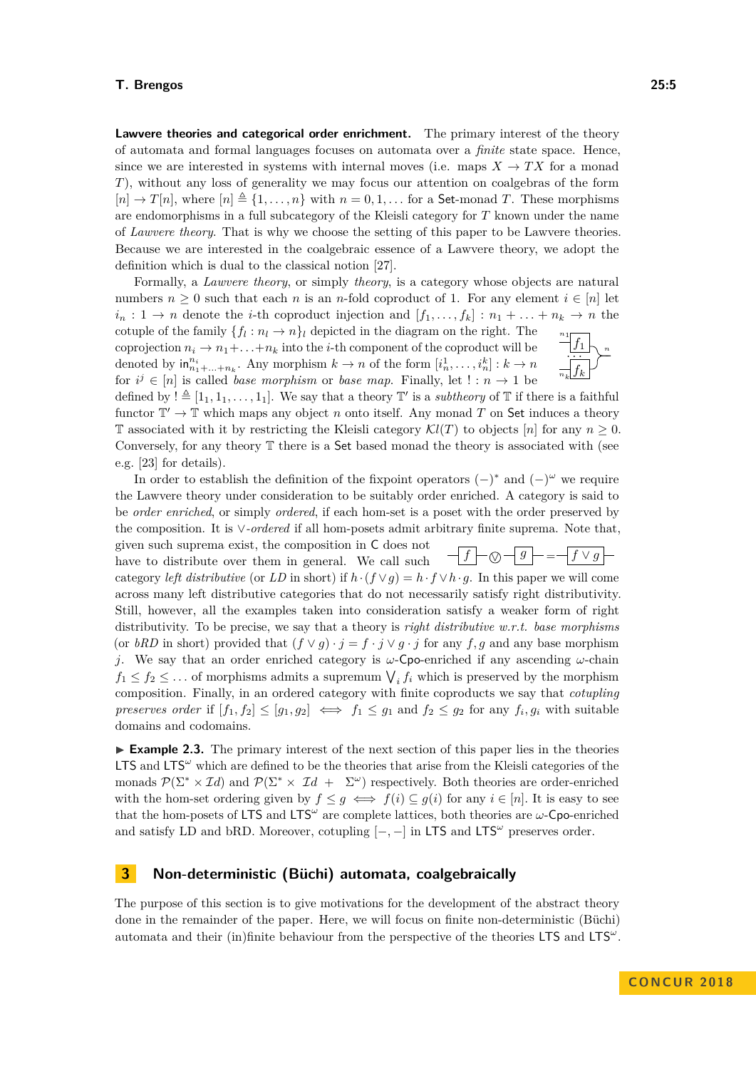**Lawvere theories and categorical order enrichment.** The primary interest of the theory of automata and formal languages focuses on automata over a *finite* state space. Hence, since we are interested in systems with internal moves (i.e. maps $X \to TX$ for a monad $T$), without any loss of generality we may focus our attention on coalgebras of the form $[n] \to T[n]$, where $[n] \triangleq \{1, \ldots, n\}$ with $n = 0, 1, \ldots$ for a Set-monad $T$. These morphisms are endomorphisms in a full subcategory of the Kleisli category for $T$ known under the name of *Lawvere theory*. That is why we choose the setting of this paper to be Lawvere theories. Because we are interested in the coalgebraic essence of a Lawvere theory, we adopt the definition which is dual to the classical notion [27].

Formally, a *Lawvere theory*, or simply *theory*, is a category whose objects are natural numbers $n \geq 0$ such that each $n$ is an $n$-fold coproduct of 1. For any element $i \in [n]$ let $i_n : 1 \to n$ denote the $i$-th coproduct injection and $[f_1, \ldots, f_k] : n_1 + \ldots + n_k \to n$ the cotuple of the family $\{f_l : n_l \to n\}_l$ depicted in the diagram on the right. The coprojection $n_i \to n_1 + \ldots + n_k$ into the $i$-th component of the coproduct will be denoted by $\mathsf{in}^{n_i}_{n_1+\ldots+n_k}$. Any morphism $k \to n$ of the form $[i^1_n, \ldots, i^k_n] : k \to n$ for $i^j \in [n]$ is called *base morphism* or *base map*. Finally, let $! : n \to 1$ be defined by $! \triangleq [1_1, 1_1, \ldots, 1_1]$. We say that a theory $\mathbb{T}'$ is a *subtheory* of $\mathbb{T}$ if there is a faithful functor $\mathbb{T}' \to \mathbb{T}$ which maps any object $n$ onto itself. Any monad $T$ on Set induces a theory $\mathbb{T}$ associated with it by restricting the Kleisli category $\mathcal{K}l(T)$ to objects $[n]$ for any $n \geq 0$. Conversely, for any theory $\mathbb{T}$ there is a Set based monad the theory is associated with (see e.g. [23] for details).

In order to establish the definition of the fixpoint operators $(-)^*$ and $(-)^\omega$ we require the Lawvere theory under consideration to be suitably order enriched. A category is said to be *order enriched*, or simply *ordered*, if each hom-set is a poset with the order preserved by the composition. It is $\vee$*-ordered* if all hom-posets admit arbitrary finite suprema. Note that, given such suprema exist, the composition in C does not have to distribute over them in general. We call such category *left distributive* (or *LD* in short) if $h \cdot (f \vee g) = h \cdot f \vee h \cdot g$. In this paper we will come across many left distributive categories that do not necessarily satisfy right distributivity. Still, however, all the examples taken into consideration satisfy a weaker form of right distributivity. To be precise, we say that a theory is *right distributive w.r.t. base morphisms* (or *bRD* in short) provided that $(f \vee g) \cdot j = f \cdot j \vee g \cdot j$ for any $f, g$ and any base morphism $j$. We say that an order enriched category is $\omega$-Cpo-enriched if any ascending $\omega$-chain $f_1 \leq f_2 \leq \ldots$ of morphisms admits a supremum $\bigvee_i f_i$ which is preserved by the morphism composition. Finally, in an ordered category with finite coproducts we say that *cotupling preserves order* if $[f_1, f_2] \leq [g_1, g_2] \iff f_1 \leq g_1$ and $f_2 \leq g_2$ for any $f_i, g_i$ with suitable domains and codomains.

▶ **Example 2.3.** The primary interest of the next section of this paper lies in the theories LTS and $\mathsf{LTS}^\omega$ which are defined to be the theories that arise from the Kleisli categories of the monads $\mathcal{P}(\Sigma^* \times \mathcal{I}d)$ and $\mathcal{P}(\Sigma^* \times \mathcal{I}d + \Sigma^\omega)$ respectively. Both theories are order-enriched with the hom-set ordering given by $f \leq g \iff f(i) \subseteq g(i)$ for any $i \in [n]$. It is easy to see that the hom-posets of LTS and $\mathsf{LTS}^\omega$ are complete lattices, both theories are $\omega$-Cpo-enriched and satisfy LD and bRD. Moreover, cotupling $[-, -]$ in LTS and $\mathsf{LTS}^\omega$ preserves order.

# 3 Non-deterministic (Büchi) automata, coalgebraically

The purpose of this section is to give motivations for the development of the abstract theory done in the remainder of the paper. Here, we will focus on finite non-deterministic (Büchi) automata and their (in)finite behaviour from the perspective of the theories LTS and $\mathsf{LTS}^\omega$.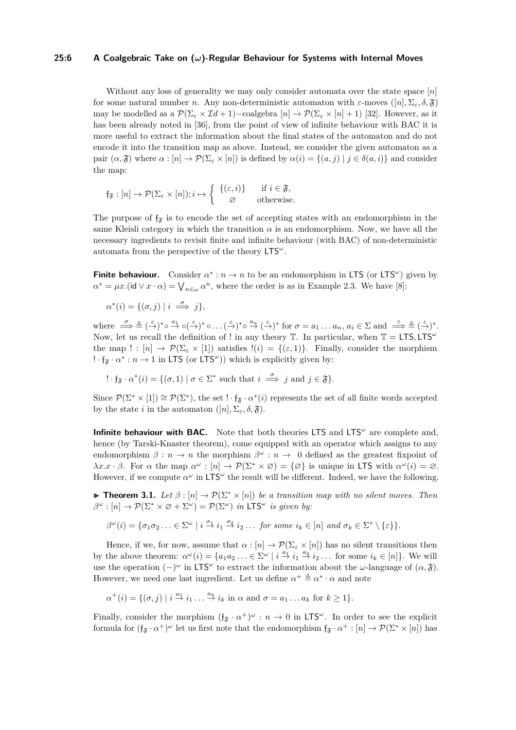Without any loss of generality we may only consider automata over the state space $[n]$ for some natural number $n$. Any non-deterministic automaton with $\varepsilon$-moves $([n], \Sigma_\varepsilon, \delta, \mathfrak{F})$ may be modelled as a $\mathcal{P}(\Sigma_\varepsilon \times \mathcal{I}d + 1)$−coalgebra $[n] \to \mathcal{P}(\Sigma_\varepsilon \times [n] + 1)$ [32]. However, as it has been already noted in [36], from the point of view of infinite behaviour with BAC it is more useful to extract the information about the final states of the automaton and do not encode it into the transition map as above. Instead, we consider the given automaton as a pair $(\alpha, \mathfrak{F})$ where $\alpha : [n] \to \mathcal{P}(\Sigma_\varepsilon \times [n])$ is defined by $\alpha(i) = \{(a, j) \mid j \in \delta(a, i)\}$ and consider the map:

$$\mathfrak{f}_\mathfrak{F} : [n] \to \mathcal{P}(\Sigma_\varepsilon \times [n]); i \mapsto \begin{cases} \{(\varepsilon, i)\} & \text{if } i \in \mathfrak{F}, \\ \varnothing & \text{otherwise.} \end{cases}$$

The purpose of $\mathfrak{f}_\mathfrak{F}$ is to encode the set of accepting states with an endomorphism in the same Kleisli category in which the transition $\alpha$ is an endomorphism. Now, we have all the necessary ingredients to revisit finite and infinite behaviour (with BAC) of non-deterministic automata from the perspective of the theory $\mathsf{LTS}^\omega$.

**Finite behaviour.** Consider $\alpha^* : n \to n$ to be an endomorphism in $\mathsf{LTS}$ (or $\mathsf{LTS}^\omega$) given by $\alpha^* = \mu x.(\mathsf{id} \vee x \cdot \alpha) = \bigvee_{n \in \omega} \alpha^n$, where the order is as in Example 2.3. We have [8]:

$$\alpha^*(i) = \{(\sigma, j) \mid i \stackrel{\sigma}{\Longrightarrow} j\},$$

where $\stackrel{\sigma}{\Longrightarrow} \triangleq (\stackrel{\varepsilon}{\to})^* \circ \stackrel{a_1}{\to} \circ (\stackrel{\varepsilon}{\to})^* \circ \ldots (\stackrel{\varepsilon}{\to})^* \circ \stackrel{a_n}{\to} (\stackrel{\varepsilon}{\to})^*$ for $\sigma = a_1 \ldots a_n$, $a_i \in \Sigma$ and $\stackrel{\varepsilon}{\Longrightarrow} \triangleq (\stackrel{\varepsilon}{\to})^*$. Now, let us recall the definition of $!$ in any theory $\mathbb{T}$. In particular, when $\mathbb{T} = \mathsf{LTS}, \mathsf{LTS}^\omega$ the map $! : [n] \to \mathcal{P}(\Sigma_\varepsilon \times [1])$ satisfies $!(i) = \{(\varepsilon, 1)\}$. Finally, consider the morphism $! \cdot \mathfrak{f}_\mathfrak{F} \cdot \alpha^* : n \to 1$ in $\mathsf{LTS}$ (or $\mathsf{LTS}^\omega$)) which is explicitly given by:

$$! \cdot \mathfrak{f}_\mathfrak{F} \cdot \alpha^*(i) = \{(\sigma, 1) \mid \sigma \in \Sigma^* \text{ such that } i \stackrel{\sigma}{\Longrightarrow} j \text{ and } j \in \mathfrak{F}\}.$$

Since $\mathcal{P}(\Sigma^* \times [1]) \cong \mathcal{P}(\Sigma^*)$, the set $! \cdot \mathfrak{f}_\mathfrak{F} \cdot \alpha^*(i)$ represents the set of all finite words accepted by the state $i$ in the automaton $([n], \Sigma_\varepsilon, \delta, \mathfrak{F})$.

**Infinite behaviour with BAC.** Note that both theories $\mathsf{LTS}$ and $\mathsf{LTS}^\omega$ are complete and, hence (by Tarski-Knaster theorem), come equipped with an operator which assigns to any endomorphism $\beta : n \to n$ the morphism $\beta^\omega : n \to 0$ defined as the greatest fixpoint of $\lambda x. x \cdot \beta$. For $\alpha$ the map $\alpha^\omega : [n] \to \mathcal{P}(\Sigma^* \times \varnothing) = \{\varnothing\}$ is unique in $\mathsf{LTS}$ with $\alpha^\omega(i) = \varnothing$. However, if we compute $\alpha^\omega$ in $\mathsf{LTS}^\omega$ the result will be different. Indeed, we have the following.

▶ **Theorem 3.1.** *Let $\beta : [n] \to \mathcal{P}(\Sigma^* \times [n])$ be a transition map with no silent moves. Then $\beta^\omega : [n] \to \mathcal{P}(\Sigma^* \times \varnothing + \Sigma^\omega) = \mathcal{P}(\Sigma^\omega)$ in $\mathsf{LTS}^\omega$ is given by:*

$$\beta^\omega(i) = \{\sigma_1 \sigma_2 \ldots \in \Sigma^\omega \mid i \stackrel{\sigma_1}{\to} i_1 \stackrel{\sigma_2}{\to} i_2 \ldots \textit{ for some } i_k \in [n] \textit{ and } \sigma_k \in \Sigma^* \setminus \{\varepsilon\}\}.$$

Hence, if we, for now, assume that $\alpha : [n] \to \mathcal{P}(\Sigma_\varepsilon \times [n])$ has no silent transitions then by the above theorem: $\alpha^\omega(i) = \{a_1 a_2 \ldots \in \Sigma^\omega \mid i \stackrel{a_1}{\to} i_1 \stackrel{a_2}{\to} i_2 \ldots$ for some $i_k \in [n]\}$. We will use the operation $(-)^\omega$ in $\mathsf{LTS}^\omega$ to extract the information about the $\omega$-language of $(\alpha, \mathfrak{F})$. However, we need one last ingredient. Let us define $\alpha^+ \triangleq \alpha^* \cdot \alpha$ and note

$$\alpha^+(i) = \{(\sigma, j) \mid i \stackrel{a_1}{\to} i_1 \ldots \stackrel{a_k}{\to} i_k \text{ in } \alpha \text{ and } \sigma = a_1 \ldots a_k \text{ for } k \geq 1\}.$$

Finally, consider the morphism $(\mathfrak{f}_\mathfrak{F} \cdot \alpha^+)^\omega : n \to 0$ in $\mathsf{LTS}^\omega$. In order to see the explicit formula for $(\mathfrak{f}_\mathfrak{F} \cdot \alpha^+)^\omega$ let us first note that the endomorphism $\mathfrak{f}_\mathfrak{F} \cdot \alpha^+ : [n] \to \mathcal{P}(\Sigma^* \times [n])$ has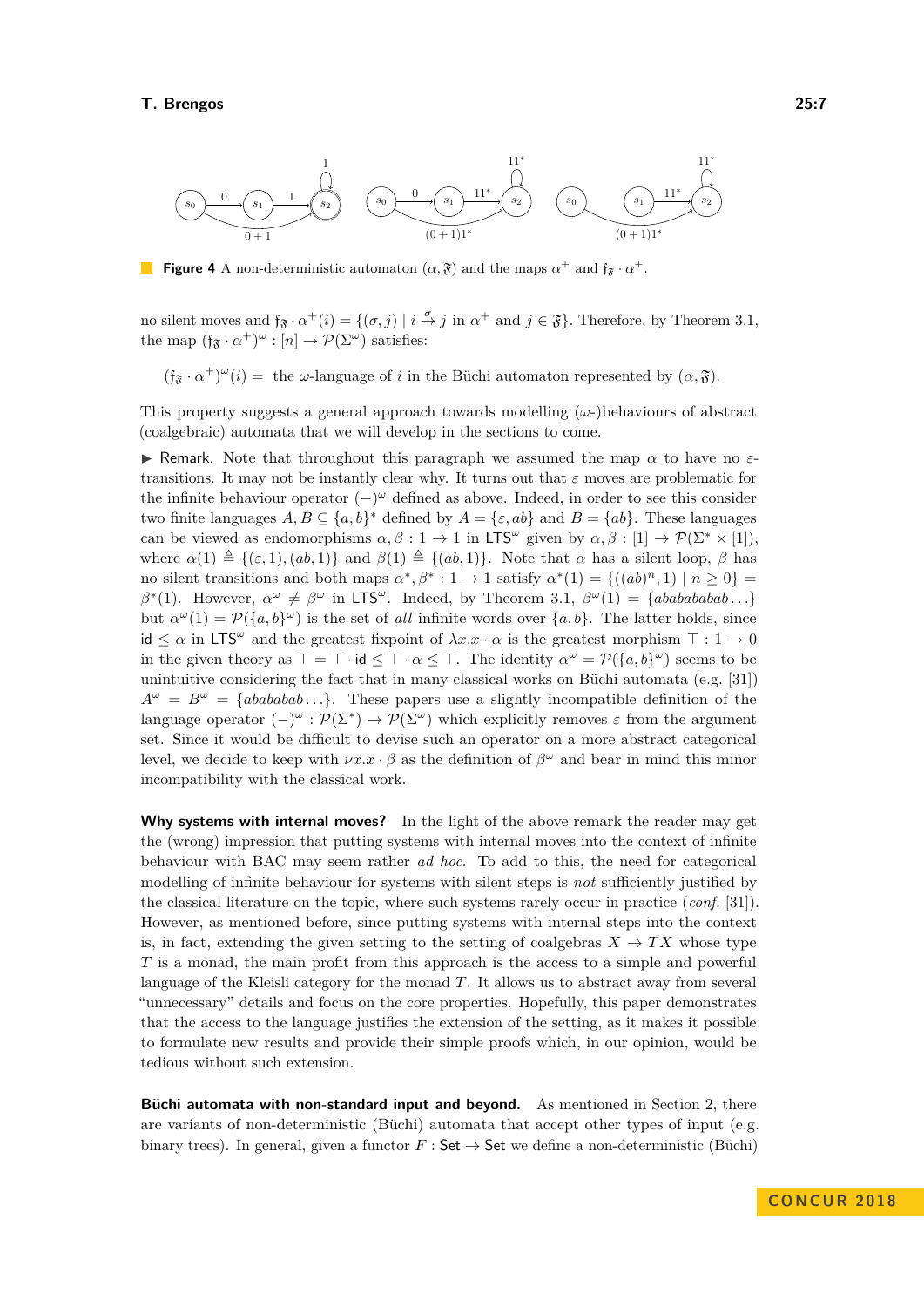**Figure 4** A non-deterministic automaton $(\alpha, \mathfrak{F})$ and the maps $\alpha^+$ and $\mathfrak{f}_\mathfrak{F} \cdot \alpha^+$.

no silent moves and $\mathfrak{f}_\mathfrak{F} \cdot \alpha^+(i) = \{(\sigma, j) \mid i \xrightarrow{\sigma} j \text{ in } \alpha^+ \text{ and } j \in \mathfrak{F}\}$. Therefore, by Theorem 3.1, the map $(\mathfrak{f}_\mathfrak{F} \cdot \alpha^+)^\omega : [n] \to \mathcal{P}(\Sigma^\omega)$ satisfies:

$$(\mathfrak{f}_\mathfrak{F} \cdot \alpha^+)^\omega(i) = \text{ the } \omega\text{-language of } i \text{ in the Büchi automaton represented by } (\alpha, \mathfrak{F}).$$

This property suggests a general approach towards modelling ($\omega$-)behaviours of abstract (coalgebraic) automata that we will develop in the sections to come.

▶ Remark. Note that throughout this paragraph we assumed the map $\alpha$ to have no $\varepsilon$-transitions. It may not be instantly clear why. It turns out that $\varepsilon$ moves are problematic for the infinite behaviour operator $(-)^\omega$ defined as above. Indeed, in order to see this consider two finite languages $A, B \subseteq \{a, b\}^*$ defined by $A = \{\varepsilon, ab\}$ and $B = \{ab\}$. These languages can be viewed as endomorphisms $\alpha, \beta : 1 \to 1$ in $\mathsf{LTS}^\omega$ given by $\alpha, \beta : [1] \to \mathcal{P}(\Sigma^* \times [1])$, where $\alpha(1) \triangleq \{(\varepsilon, 1), (ab, 1)\}$ and $\beta(1) \triangleq \{(ab, 1)\}$. Note that $\alpha$ has a silent loop, $\beta$ has no silent transitions and both maps $\alpha^*, \beta^* : 1 \to 1$ satisfy $\alpha^*(1) = \{((ab)^n, 1) \mid n \geq 0\} = \beta^*(1)$. However, $\alpha^\omega \neq \beta^\omega$ in $\mathsf{LTS}^\omega$. Indeed, by Theorem 3.1, $\beta^\omega(1) = \{abababab\ldots\}$ but $\alpha^\omega(1) = \mathcal{P}(\{a, b\}^\omega)$ is the set of *all* infinite words over $\{a, b\}$. The latter holds, since $\mathsf{id} \leq \alpha$ in $\mathsf{LTS}^\omega$ and the greatest fixpoint of $\lambda x.x \cdot \alpha$ is the greatest morphism $\top : 1 \to 0$ in the given theory as $\top = \top \cdot \mathsf{id} \leq \top \cdot \alpha \leq \top$. The identity $\alpha^\omega = \mathcal{P}(\{a, b\}^\omega)$ seems to be unintuitive considering the fact that in many classical works on Büchi automata (e.g. [31]) $A^\omega = B^\omega = \{abababab\ldots\}$. These papers use a slightly incompatible definition of the language operator $(-)^\omega : \mathcal{P}(\Sigma^*) \to \mathcal{P}(\Sigma^\omega)$ which explicitly removes $\varepsilon$ from the argument set. Since it would be difficult to devise such an operator on a more abstract categorical level, we decide to keep with $\nu x.x \cdot \beta$ as the definition of $\beta^\omega$ and bear in mind this minor incompatibility with the classical work.

**Why systems with internal moves?** In the light of the above remark the reader may get the (wrong) impression that putting systems with internal moves into the context of infinite behaviour with BAC may seem rather *ad hoc*. To add to this, the need for categorical modelling of infinite behaviour for systems with silent steps is *not* sufficiently justified by the classical literature on the topic, where such systems rarely occur in practice (*conf.* [31]). However, as mentioned before, since putting systems with internal steps into the context is, in fact, extending the given setting to the setting of coalgebras $X \to TX$ whose type $T$ is a monad, the main profit from this approach is the access to a simple and powerful language of the Kleisli category for the monad $T$. It allows us to abstract away from several "unnecessary" details and focus on the core properties. Hopefully, this paper demonstrates that the access to the language justifies the extension of the setting, as it makes it possible to formulate new results and provide their simple proofs which, in our opinion, would be tedious without such extension.

**Büchi automata with non-standard input and beyond.** As mentioned in Section 2, there are variants of non-deterministic (Büchi) automata that accept other types of input (e.g. binary trees). In general, given a functor $F : \mathsf{Set} \to \mathsf{Set}$ we define a non-deterministic (Büchi)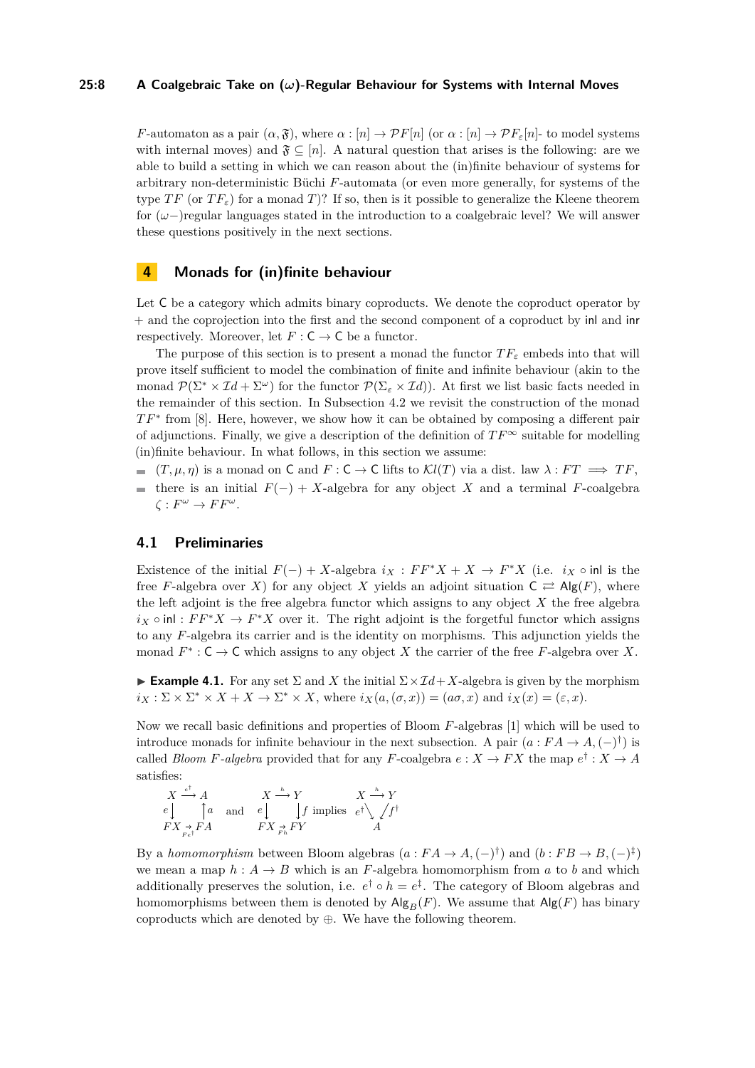$F$-automaton as a pair $(\alpha, \mathfrak{F})$, where $\alpha : [n] \to \mathcal{P}F[n]$ (or $\alpha : [n] \to \mathcal{P}F_\varepsilon[n]$- to model systems with internal moves) and $\mathfrak{F} \subseteq [n]$. A natural question that arises is the following: are we able to build a setting in which we can reason about the (in)finite behaviour of systems for arbitrary non-deterministic Büchi $F$-automata (or even more generally, for systems of the type $TF$ (or $TF_\varepsilon$) for a monad $T$)? If so, then is it possible to generalize the Kleene theorem for $(\omega-)$regular languages stated in the introduction to a coalgebraic level? We will answer these questions positively in the next sections.

# 4 Monads for (in)finite behaviour

Let $\mathsf{C}$ be a category which admits binary coproducts. We denote the coproduct operator by $+$ and the coprojection into the first and the second component of a coproduct by $\mathsf{inl}$ and $\mathsf{inr}$ respectively. Moreover, let $F : \mathsf{C} \to \mathsf{C}$ be a functor.

The purpose of this section is to present a monad the functor $TF_\varepsilon$ embeds into that will prove itself sufficient to model the combination of finite and infinite behaviour (akin to the monad $\mathcal{P}(\Sigma^* \times \mathcal{I}d + \Sigma^\omega)$ for the functor $\mathcal{P}(\Sigma_\varepsilon \times \mathcal{I}d)$). At first we list basic facts needed in the remainder of this section. In Subsection 4.2 we revisit the construction of the monad $TF^*$ from [8]. Here, however, we show how it can be obtained by composing a different pair of adjunctions. Finally, we give a description of the definition of $TF^\infty$ suitable for modelling (in)finite behaviour. In what follows, in this section we assume:

- $(T, \mu, \eta)$ is a monad on $\mathsf{C}$ and $F : \mathsf{C} \to \mathsf{C}$ lifts to $\mathcal{K}l(T)$ via a dist. law $\lambda : FT \implies TF$,
- there is an initial $F(-) + X$-algebra for any object $X$ and a terminal $F$-coalgebra $\zeta : F^\omega \to FF^\omega$.

## 4.1 Preliminaries

Existence of the initial $F(-) + X$-algebra $i_X : FF^*X + X \to F^*X$ (i.e. $i_X \circ \mathsf{inl}$ is the free $F$-algebra over $X$) for any object $X$ yields an adjoint situation $\mathsf{C} \rightleftarrows \mathsf{Alg}(F)$, where the left adjoint is the free algebra functor which assigns to any object $X$ the free algebra $i_X \circ \mathsf{inl} : FF^*X \to F^*X$ over it. The right adjoint is the forgetful functor which assigns to any $F$-algebra its carrier and is the identity on morphisms. This adjunction yields the monad $F^* : \mathsf{C} \to \mathsf{C}$ which assigns to any object $X$ the carrier of the free $F$-algebra over $X$.

▶ **Example 4.1.** For any set $\Sigma$ and $X$ the initial $\Sigma \times \mathcal{I}d + X$-algebra is given by the morphism $i_X : \Sigma \times \Sigma^* \times X + X \to \Sigma^* \times X$, where $i_X(a, (\sigma, x)) = (a\sigma, x)$ and $i_X(x) = (\varepsilon, x)$.

Now we recall basic definitions and properties of Bloom $F$-algebras [1] which will be used to introduce monads for infinite behaviour in the next subsection. A pair $(a : FA \to A, (-)^\dagger)$ is called *Bloom $F$-algebra* provided that for any $F$-coalgebra $e : X \to FX$ the map $e^\dagger : X \to A$ satisfies:

$$\begin{array}{ccc} X & \xrightarrow{e^\dagger} & A \\ {\scriptstyle e}\downarrow & & \uparrow{\scriptstyle a} \\ FX & \xrightarrow{Fe^\dagger} & FA \end{array} \quad \text{and} \quad \begin{array}{ccc} X & \xrightarrow{h} & Y \\ {\scriptstyle e}\downarrow & & \downarrow{\scriptstyle f} \\ FX & \xrightarrow{Fh} & FY \end{array} \text{ implies } \begin{array}{ccc} X & \xrightarrow{h} & Y \\ & {\scriptstyle e^\dagger}\searrow \quad \swarrow{\scriptstyle f^\dagger} & \\ & A & \end{array}$$

By a *homomorphism* between Bloom algebras $(a : FA \to A, (-)^\dagger)$ and $(b : FB \to B, (-)^\ddagger)$ we mean a map $h : A \to B$ which is an $F$-algebra homomorphism from $a$ to $b$ and which additionally preserves the solution, i.e. $e^\dagger \circ h = e^\ddagger$. The category of Bloom algebras and homomorphisms between them is denoted by $\mathsf{Alg}_B(F)$. We assume that $\mathsf{Alg}(F)$ has binary coproducts which are denoted by $\oplus$. We have the following theorem.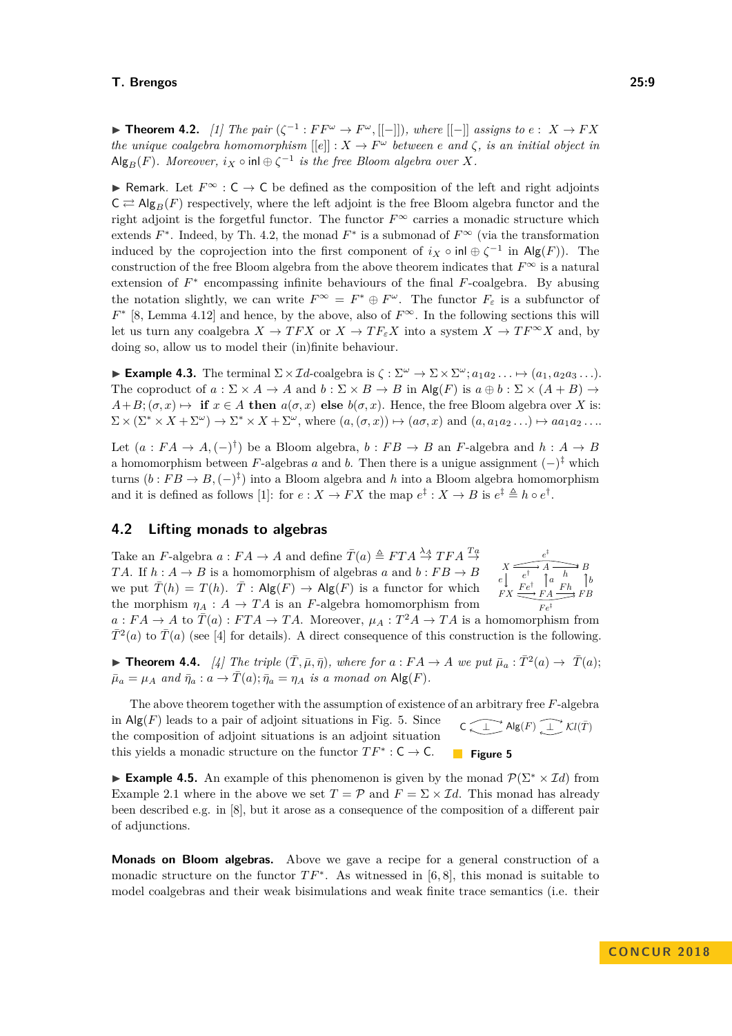▶ **Theorem 4.2.** *[1] The pair* $(\zeta^{-1} : FF^\omega \to F^\omega, [[-]])$*, where* $[[-]]$ *assigns to* $e : X \to FX$ *the unique coalgebra homomorphism* $[[e]] : X \to F^\omega$ *between* $e$ *and* $\zeta$*, is an initial object in* $\mathsf{Alg}_B(F)$*. Moreover,* $i_X \circ \mathsf{inl} \oplus \zeta^{-1}$ *is the free Bloom algebra over* $X$*.*

▶ Remark. Let $F^\infty : \mathsf{C} \to \mathsf{C}$ be defined as the composition of the left and right adjoints $\mathsf{C} \rightleftarrows \mathsf{Alg}_B(F)$ respectively, where the left adjoint is the free Bloom algebra functor and the right adjoint is the forgetful functor. The functor $F^\infty$ carries a monadic structure which extends $F^*$. Indeed, by Th. 4.2, the monad $F^*$ is a submonad of $F^\infty$ (via the transformation induced by the coprojection into the first component of $i_X \circ \mathsf{inl} \oplus \zeta^{-1}$ in $\mathsf{Alg}(F)$). The construction of the free Bloom algebra from the above theorem indicates that $F^\infty$ is a natural extension of $F^*$ encompassing infinite behaviours of the final $F$-coalgebra. By abusing the notation slightly, we can write $F^\infty = F^* \oplus F^\omega$. The functor $F_\varepsilon$ is a subfunctor of $F^*$ [8, Lemma 4.12] and hence, by the above, also of $F^\infty$. In the following sections this will let us turn any coalgebra $X \to TFX$ or $X \to TF_\varepsilon X$ into a system $X \to TF^\infty X$ and, by doing so, allow us to model their (in)finite behaviour.

▶ **Example 4.3.** The terminal $\Sigma \times \mathcal{I}d$-coalgebra is $\zeta : \Sigma^\omega \to \Sigma \times \Sigma^\omega; a_1a_2 \ldots \mapsto (a_1, a_2a_3 \ldots)$. The coproduct of $a : \Sigma \times A \to A$ and $b : \Sigma \times B \to B$ in $\mathsf{Alg}(F)$ is $a \oplus b : \Sigma \times (A + B) \to A + B; (\sigma, x) \mapsto$ **if** $x \in A$ **then** $a(\sigma, x)$ **else** $b(\sigma, x)$. Hence, the free Bloom algebra over $X$ is: $\Sigma \times (\Sigma^* \times X + \Sigma^\omega) \to \Sigma^* \times X + \Sigma^\omega$, where $(a, (\sigma, x)) \mapsto (a\sigma, x)$ and $(a, a_1a_2 \ldots) \mapsto aa_1a_2 \ldots$.

Let $(a : FA \to A, (-)^\dagger)$ be a Bloom algebra, $b : FB \to B$ an $F$-algebra and $h : A \to B$ a homomorphism between $F$-algebras $a$ and $b$. Then there is a unigue assignment $(-)^\ddagger$ which turns $(b : FB \to B, (-)^\ddagger)$ into a Bloom algebra and $h$ into a Bloom algebra homomorphism and it is defined as follows [1]: for $e : X \to FX$ the map $e^\ddagger : X \to B$ is $e^\ddagger \triangleq h \circ e^\dagger$.

## 4.2 Lifting monads to algebras

Take an $F$-algebra $a : FA \to A$ and define $\bar{T}(a) \triangleq FTA \stackrel{\lambda_A}{\to} TFA \stackrel{Ta}{\to} TA$. If $h : A \to B$ is a homomorphism of algebras $a$ and $b : FB \to B$ we put $\bar{T}(h) = T(h)$. $\bar{T} : \mathsf{Alg}(F) \to \mathsf{Alg}(F)$ is a functor for which the morphism $\eta_A : A \to TA$ is an $F$-algebra homomorphism from $a : FA \to A$ to $\bar{T}(a) : FTA \to TA$. Moreover, $\mu_A : T^2A \to TA$ is a homomorphism from $\bar{T}^2(a)$ to $\bar{T}(a)$ (see [4] for details). A direct consequence of this construction is the following.

$$
\begin{array}{ccccc}
X & \xrightarrow{e^\dagger} & A & \xrightarrow{h} & B \\
{\scriptstyle e}\downarrow & & \uparrow{\scriptstyle a} & & \uparrow{\scriptstyle b} \\
FX & \xrightarrow{Fe^\dagger} & FA & \xrightarrow{Fh} & FB
\end{array}
\qquad (X \xrightarrow{e^\ddagger} B,\ FX \xrightarrow{Fe^\ddagger} FB)
$$

▶ **Theorem 4.4.** *[4] The triple* $(\bar{T}, \bar{\mu}, \bar{\eta})$*, where for* $a : FA \to A$ *we put* $\bar{\mu}_a : \bar{T}^2(a) \to \bar{T}(a)$*;* $\bar{\mu}_a = \mu_A$ *and* $\bar{\eta}_a : a \to \bar{T}(a)$*;* $\bar{\eta}_a = \eta_A$ *is a monad on* $\mathsf{Alg}(F)$*.*

The above theorem together with the assumption of existence of an arbitrary free $F$-algebra in $\mathsf{Alg}(F)$ leads to a pair of adjoint situations in Fig. 5. Since the composition of adjoint situations is an adjoint situation this yields a monadic structure on the functor $TF^* : \mathsf{C} \to \mathsf{C}$.

$$\mathsf{C} \underset{\perp}{\rightleftarrows} \mathsf{Alg}(F) \underset{\perp}{\rightleftarrows} \mathcal{K}l(\bar{T})$$

**Figure 5**

▶ **Example 4.5.** An example of this phenomenon is given by the monad $\mathcal{P}(\Sigma^* \times \mathcal{I}d)$ from Example 2.1 where in the above we set $T = \mathcal{P}$ and $F = \Sigma \times \mathcal{I}d$. This monad has already been described e.g. in [8], but it arose as a consequence of the composition of a different pair of adjunctions.

**Monads on Bloom algebras.** Above we gave a recipe for a general construction of a monadic structure on the functor $TF^*$. As witnessed in [6, 8], this monad is suitable to model coalgebras and their weak bisimulations and weak finite trace semantics (i.e. their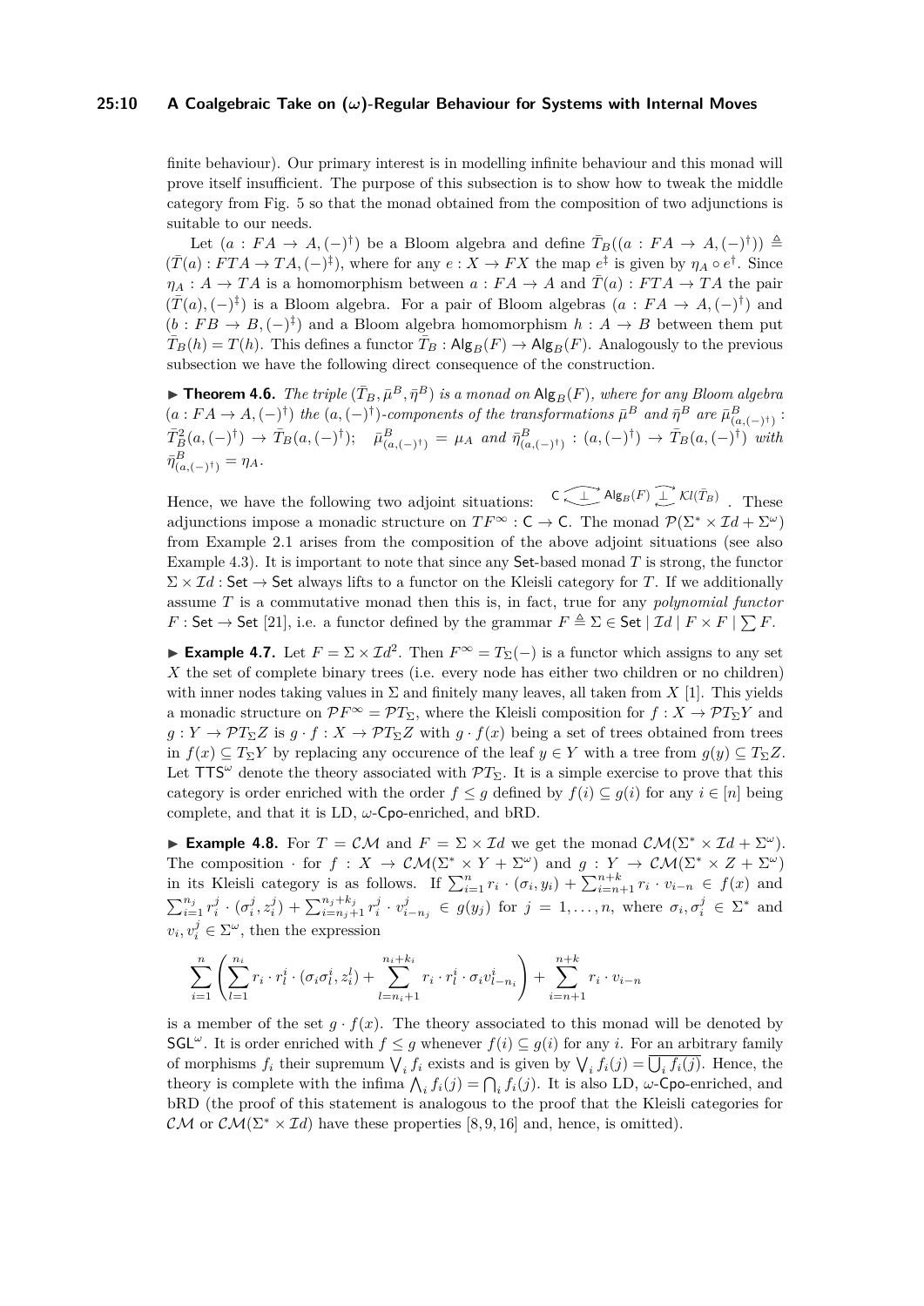finite behaviour). Our primary interest is in modelling infinite behaviour and this monad will prove itself insufficient. The purpose of this subsection is to show how to tweak the middle category from Fig. 5 so that the monad obtained from the composition of two adjunctions is suitable to our needs.

Let $(a : FA \to A, (-)^\dagger)$ be a Bloom algebra and define $\bar{T}_B((a : FA \to A, (-)^\dagger)) \triangleq (\bar{T}(a) : FTA \to TA, (-)^\ddagger)$, where for any $e : X \to FX$ the map $e^\ddagger$ is given by $\eta_A \circ e^\dagger$. Since $\eta_A : A \to TA$ is a homomorphism between $a : FA \to A$ and $\bar{T}(a) : FTA \to TA$ the pair $(\bar{T}(a), (-)^\ddagger)$ is a Bloom algebra. For a pair of Bloom algebras $(a : FA \to A, (-)^\dagger)$ and $(b : FB \to B, (-)^\ddagger)$ and a Bloom algebra homomorphism $h : A \to B$ between them put $\bar{T}_B(h) = T(h)$. This defines a functor $\bar{T}_B : \mathsf{Alg}_B(F) \to \mathsf{Alg}_B(F)$. Analogously to the previous subsection we have the following direct consequence of the construction.

▶ **Theorem 4.6.** *The triple $(\bar{T}_B, \bar{\mu}^B, \bar{\eta}^B)$ is a monad on $\mathsf{Alg}_B(F)$, where for any Bloom algebra $(a : FA \to A, (-)^\dagger)$ the $(a, (-)^\dagger)$-components of the transformations $\bar{\mu}^B$ and $\bar{\eta}^B$ are $\bar{\mu}^B_{(a,(-)^\dagger)} : \bar{T}_B^2(a, (-)^\dagger) \to \bar{T}_B(a, (-)^\dagger)$; $\bar{\mu}^B_{(a,(-)^\dagger)} = \mu_A$ and $\bar{\eta}^B_{(a,(-)^\dagger)} : (a, (-)^\dagger) \to \bar{T}_B(a, (-)^\dagger)$ with $\bar{\eta}^B_{(a,(-)^\dagger)} = \eta_A$.*

Hence, we have the following two adjoint situations: $\mathsf{C} \rightleftarrows \mathsf{Alg}_B(F) \rightleftarrows \mathcal{K}l(\bar{T}_B)$. These adjunctions impose a monadic structure on $TF^\infty : \mathsf{C} \to \mathsf{C}$. The monad $\mathcal{P}(\Sigma^* \times \mathcal{I}d + \Sigma^\omega)$ from Example 2.1 arises from the composition of the above adjoint situations (see also Example 4.3). It is important to note that since any $\mathsf{Set}$-based monad $T$ is strong, the functor $\Sigma \times \mathcal{I}d : \mathsf{Set} \to \mathsf{Set}$ always lifts to a functor on the Kleisli category for $T$. If we additionally assume $T$ is a commutative monad then this is, in fact, true for any *polynomial functor* $F : \mathsf{Set} \to \mathsf{Set}$ [21], i.e. a functor defined by the grammar $F \triangleq \Sigma \in \mathsf{Set} \mid \mathcal{I}d \mid F \times F \mid \coprod F$.

▶ **Example 4.7.** Let $F = \Sigma \times \mathcal{I}d^2$. Then $F^\infty = T_\Sigma(-)$ is a functor which assigns to any set $X$ the set of complete binary trees (i.e. every node has either two children or no children) with inner nodes taking values in $\Sigma$ and finitely many leaves, all taken from $X$ [1]. This yields a monadic structure on $\mathcal{P}F^\infty = \mathcal{P}T_\Sigma$, where the Kleisli composition for $f : X \to \mathcal{P}T_\Sigma Y$ and $g : Y \to \mathcal{P}T_\Sigma Z$ is $g \cdot f : X \to \mathcal{P}T_\Sigma Z$ with $g \cdot f(x)$ being a set of trees obtained from trees in $f(x) \subseteq T_\Sigma Y$ by replacing any occurence of the leaf $y \in Y$ with a tree from $g(y) \subseteq T_\Sigma Z$. Let $\mathsf{TTS}^\omega$ denote the theory associated with $\mathcal{P}T_\Sigma$. It is a simple exercise to prove that this category is order enriched with the order $f \leq g$ defined by $f(i) \subseteq g(i)$ for any $i \in [n]$ being complete, and that it is LD, $\omega$-$\mathsf{Cpo}$-enriched, and bRD.

▶ **Example 4.8.** For $T = \mathcal{CM}$ and $F = \Sigma \times \mathcal{I}d$ we get the monad $\mathcal{CM}(\Sigma^* \times \mathcal{I}d + \Sigma^\omega)$. The composition $\cdot$ for $f : X \to \mathcal{CM}(\Sigma^* \times Y + \Sigma^\omega)$ and $g : Y \to \mathcal{CM}(\Sigma^* \times Z + \Sigma^\omega)$ in its Kleisli category is as follows. If $\sum_{i=1}^n r_i \cdot (\sigma_i, y_i) + \sum_{i=n+1}^{n+k} r_i \cdot v_{i-n} \in f(x)$ and $\sum_{i=1}^{n_j} r_i^j \cdot (\sigma_i^j, z_i^j) + \sum_{i=n_j+1}^{n_j+k_j} r_i^j \cdot v_{i-n_j}^j \in g(y_j)$ for $j = 1, \ldots, n$, where $\sigma_i, \sigma_i^j \in \Sigma^*$ and $v_i, v_i^j \in \Sigma^\omega$, then the expression

$$\sum_{i=1}^{n} \left( \sum_{l=1}^{n_i} r_i \cdot r_l^i \cdot (\sigma_i \sigma_l^i, z_l^i) + \sum_{l=n_i+1}^{n_i+k_i} r_i \cdot r_l^i \cdot \sigma_i v_{l-n_i}^i \right) + \sum_{i=n+1}^{n+k} r_i \cdot v_{i-n}$$

is a member of the set $g \cdot f(x)$. The theory associated to this monad will be denoted by $\mathsf{SGL}^\omega$. It is order enriched with $f \leq g$ whenever $f(i) \subseteq g(i)$ for any $i$. For an arbitrary family of morphisms $f_i$ their supremum $\bigvee_i f_i$ exists and is given by $\bigvee_i f_i(j) = \overline{\bigcup_i f_i(j)}$. Hence, the theory is complete with the infima $\bigwedge_i f_i(j) = \bigcap_i f_i(j)$. It is also LD, $\omega$-$\mathsf{Cpo}$-enriched, and bRD (the proof of this statement is analogous to the proof that the Kleisli categories for $\mathcal{CM}$ or $\mathcal{CM}(\Sigma^* \times \mathcal{I}d)$ have these properties [8, 9, 16] and, hence, is omitted).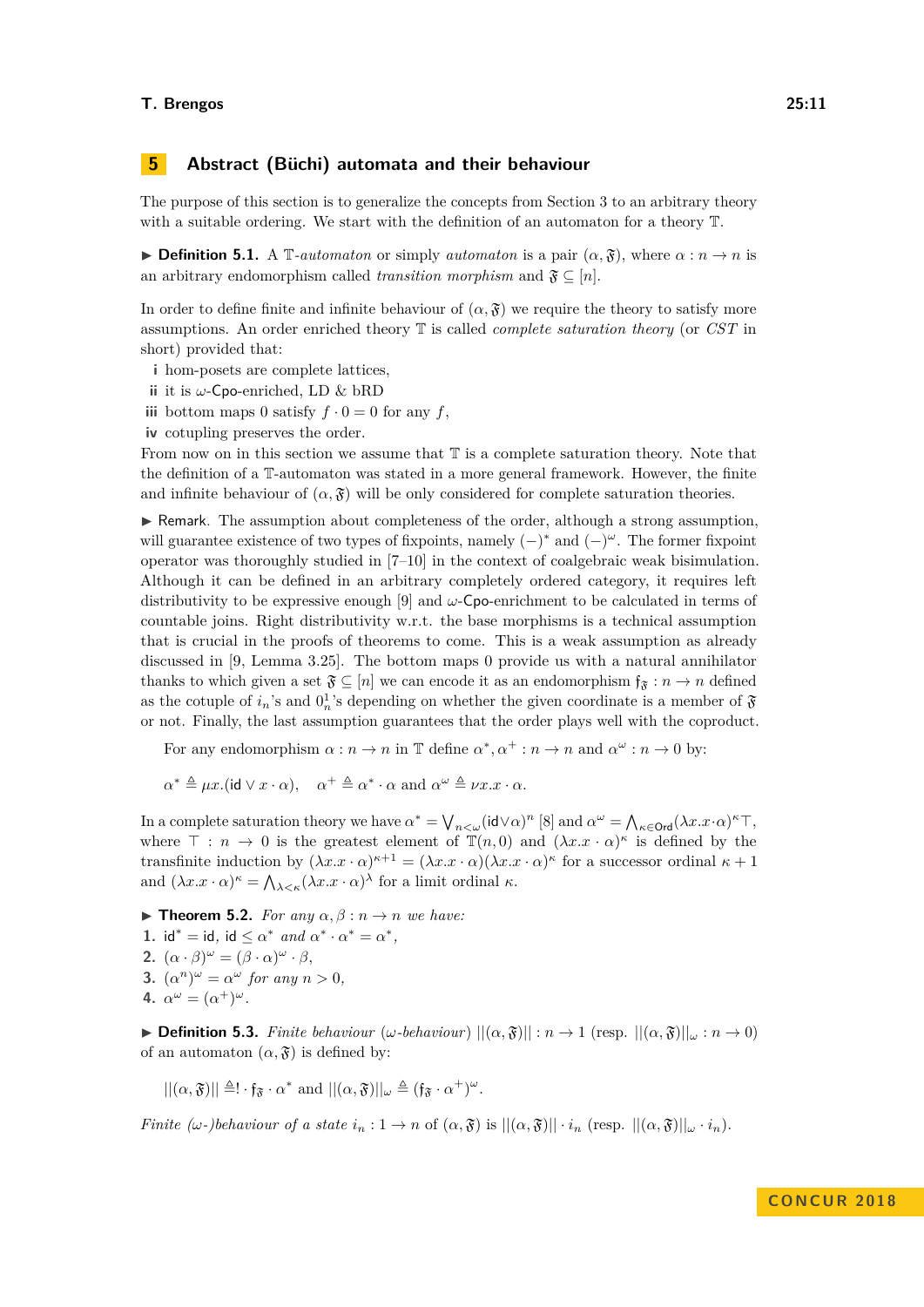## 5 Abstract (Büchi) automata and their behaviour

The purpose of this section is to generalize the concepts from Section 3 to an arbitrary theory with a suitable ordering. We start with the definition of an automaton for a theory $\mathbb{T}$.

▶ **Definition 5.1.** A $\mathbb{T}$-*automaton* or simply *automaton* is a pair $(\alpha, \mathfrak{F})$, where $\alpha : n \to n$ is an arbitrary endomorphism called *transition morphism* and $\mathfrak{F} \subseteq [n]$.

In order to define finite and infinite behaviour of $(\alpha, \mathfrak{F})$ we require the theory to satisfy more assumptions. An order enriched theory $\mathbb{T}$ is called *complete saturation theory* (or *CST* in short) provided that:

- **i** hom-posets are complete lattices,
- **ii** it is $\omega$-$\mathsf{Cpo}$-enriched, LD & bRD
- **iii** bottom maps $0$ satisfy $f \cdot 0 = 0$ for any $f$,
- **iv** cotupling preserves the order.

From now on in this section we assume that $\mathbb{T}$ is a complete saturation theory. Note that the definition of a $\mathbb{T}$-automaton was stated in a more general framework. However, the finite and infinite behaviour of $(\alpha, \mathfrak{F})$ will be only considered for complete saturation theories.

▶ Remark. The assumption about completeness of the order, although a strong assumption, will guarantee existence of two types of fixpoints, namely $(-)^*$ and $(-)^\omega$. The former fixpoint operator was thoroughly studied in [7–10] in the context of coalgebraic weak bisimulation. Although it can be defined in an arbitrary completely ordered category, it requires left distributivity to be expressive enough [9] and $\omega$-$\mathsf{Cpo}$-enrichment to be calculated in terms of countable joins. Right distributivity w.r.t. the base morphisms is a technical assumption that is crucial in the proofs of theorems to come. This is a weak assumption as already discussed in [9, Lemma 3.25]. The bottom maps $0$ provide us with a natural annihilator thanks to which given a set $\mathfrak{F} \subseteq [n]$ we can encode it as an endomorphism $\mathfrak{f}_{\mathfrak{F}} : n \to n$ defined as the cotuple of $i_n$'s and $0_n^1$'s depending on whether the given coordinate is a member of $\mathfrak{F}$ or not. Finally, the last assumption guarantees that the order plays well with the coproduct.

For any endomorphism $\alpha : n \to n$ in $\mathbb{T}$ define $\alpha^*, \alpha^+ : n \to n$ and $\alpha^\omega : n \to 0$ by:

$$\alpha^* \triangleq \mu x.(\mathsf{id} \vee x \cdot \alpha), \quad \alpha^+ \triangleq \alpha^* \cdot \alpha \text{ and } \alpha^\omega \triangleq \nu x. x \cdot \alpha.$$

In a complete saturation theory we have $\alpha^* = \bigvee_{n<\omega} (\mathsf{id} \vee \alpha)^n$ [8] and $\alpha^\omega = \bigwedge_{\kappa \in \mathsf{Ord}} (\lambda x. x \cdot \alpha)^\kappa \top$, where $\top : n \to 0$ is the greatest element of $\mathbb{T}(n, 0)$ and $(\lambda x. x \cdot \alpha)^\kappa$ is defined by the transfinite induction by $(\lambda x. x \cdot \alpha)^{\kappa+1} = (\lambda x. x \cdot \alpha)(\lambda x. x \cdot \alpha)^\kappa$ for a successor ordinal $\kappa + 1$ and $(\lambda x. x \cdot \alpha)^\kappa = \bigwedge_{\lambda<\kappa} (\lambda x. x \cdot \alpha)^\lambda$ for a limit ordinal $\kappa$.

▶ **Theorem 5.2.** *For any $\alpha, \beta : n \to n$ we have:*

1. $\mathsf{id}^* = \mathsf{id}$, $\mathsf{id} \le \alpha^*$ *and* $\alpha^* \cdot \alpha^* = \alpha^*$,
2. $(\alpha \cdot \beta)^\omega = (\beta \cdot \alpha)^\omega \cdot \beta$,
3. $(\alpha^n)^\omega = \alpha^\omega$ *for any* $n > 0$,
4. $\alpha^\omega = (\alpha^+)^\omega$.

▶ **Definition 5.3.** *Finite behaviour* (*$\omega$-behaviour*) $||(\alpha, \mathfrak{F})|| : n \to 1$ (resp. $||(\alpha, \mathfrak{F})||_\omega : n \to 0$) of an automaton $(\alpha, \mathfrak{F})$ is defined by:

$$||(\alpha, \mathfrak{F})|| \triangleq ! \cdot \mathfrak{f}_{\mathfrak{F}} \cdot \alpha^* \text{ and } ||(\alpha, \mathfrak{F})||_\omega \triangleq (\mathfrak{f}_{\mathfrak{F}} \cdot \alpha^+)^\omega.$$

*Finite ($\omega$-)behaviour of a state $i_n : 1 \to n$ of $(\alpha, \mathfrak{F})$ is $||(\alpha, \mathfrak{F})|| \cdot i_n$ (resp. $||(\alpha, \mathfrak{F})||_\omega \cdot i_n$).*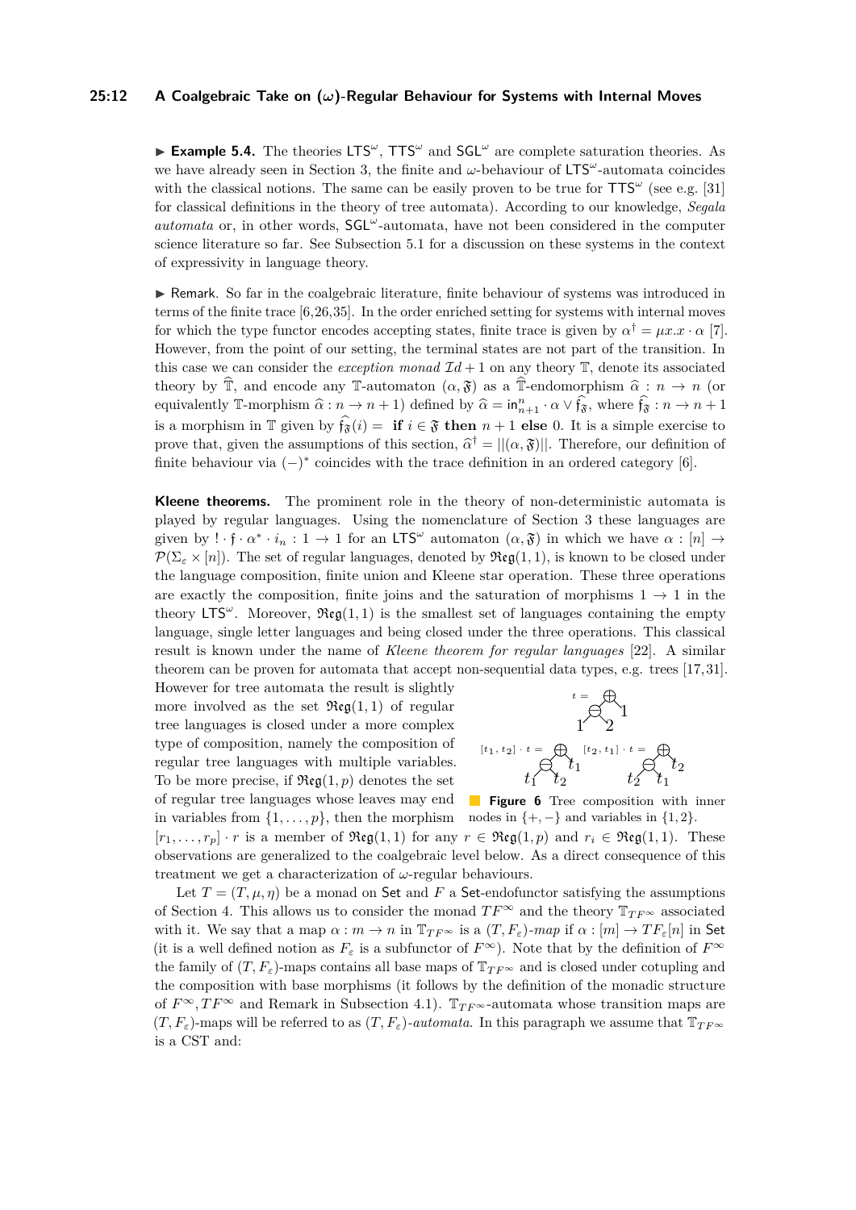▶ **Example 5.4.** The theories $\mathsf{LTS}^\omega$, $\mathsf{TTS}^\omega$ and $\mathsf{SGL}^\omega$ are complete saturation theories. As we have already seen in Section 3, the finite and $\omega$-behaviour of $\mathsf{LTS}^\omega$-automata coincides with the classical notions. The same can be easily proven to be true for $\mathsf{TTS}^\omega$ (see e.g. [31] for classical definitions in the theory of tree automata). According to our knowledge, *Segala automata* or, in other words, $\mathsf{SGL}^\omega$-automata, have not been considered in the computer science literature so far. See Subsection 5.1 for a discussion on these systems in the context of expressivity in language theory.

▶ Remark. So far in the coalgebraic literature, finite behaviour of systems was introduced in terms of the finite trace [6,26,35]. In the order enriched setting for systems with internal moves for which the type functor encodes accepting states, finite trace is given by $\alpha^\dagger = \mu x.x \cdot \alpha$ [7]. However, from the point of our setting, the terminal states are not part of the transition. In this case we can consider the *exception monad* $\mathcal{I}d + 1$ on any theory $\mathbb{T}$, denote its associated theory by $\widehat{\mathbb{T}}$, and encode any $\mathbb{T}$-automaton $(\alpha, \mathfrak{F})$ as a $\widehat{\mathbb{T}}$-endomorphism $\widehat{\alpha} : n \to n$ (or equivalently $\mathbb{T}$-morphism $\widehat{\alpha} : n \to n+1$) defined by $\widehat{\alpha} = \mathsf{in}^n_{n+1} \cdot \alpha \vee \widehat{\mathfrak{f}_\mathfrak{F}}$, where $\widehat{\mathfrak{f}_\mathfrak{F}} : n \to n+1$ is a morphism in $\mathbb{T}$ given by $\widehat{\mathfrak{f}_\mathfrak{F}}(i) =$ **if** $i \in \mathfrak{F}$ **then** $n+1$ **else** $0$. It is a simple exercise to prove that, given the assumptions of this section, $\widehat{\alpha}^\dagger = ||(\alpha, \mathfrak{F})||$. Therefore, our definition of finite behaviour via $(-)^*$ coincides with the trace definition in an ordered category [6].

**Kleene theorems.** The prominent role in the theory of non-deterministic automata is played by regular languages. Using the nomenclature of Section 3 these languages are given by $! \cdot \mathfrak{f} \cdot \alpha^* \cdot i_n : 1 \to 1$ for an $\mathsf{LTS}^\omega$ automaton $(\alpha, \mathfrak{F})$ in which we have $\alpha : [n] \to \mathcal{P}(\Sigma_\varepsilon \times [n])$. The set of regular languages, denoted by $\mathfrak{Reg}(1,1)$, is known to be closed under the language composition, finite union and Kleene star operation. These three operations are exactly the composition, finite joins and the saturation of morphisms $1 \to 1$ in the theory $\mathsf{LTS}^\omega$. Moreover, $\mathfrak{Reg}(1,1)$ is the smallest set of languages containing the empty language, single letter languages and being closed under the three operations. This classical result is known under the name of *Kleene theorem for regular languages* [22]. A similar theorem can be proven for automata that accept non-sequential data types, e.g. trees [17,31]. However for tree automata the result is slightly more involved as the set $\mathfrak{Reg}(1,1)$ of regular tree languages is closed under a more complex type of composition, namely the composition of regular tree languages with multiple variables. To be more precise, if $\mathfrak{Reg}(1,p)$ denotes the set of regular tree languages whose leaves may end in variables from $\{1,\ldots,p\}$, then the morphism $[r_1,\ldots,r_p] \cdot r$ is a member of $\mathfrak{Reg}(1,1)$ for any $r \in \mathfrak{Reg}(1,p)$ and $r_i \in \mathfrak{Reg}(1,1)$. These observations are generalized to the coalgebraic level below. As a direct consequence of this treatment we get a characterization of $\omega$-regular behaviours.

**Figure 6** Tree composition with inner nodes in $\{+,-\}$ and variables in $\{1,2\}$.

Let $T = (T, \mu, \eta)$ be a monad on $\mathsf{Set}$ and $F$ a $\mathsf{Set}$-endofunctor satisfying the assumptions of Section 4. This allows us to consider the monad $TF^\infty$ and the theory $\mathbb{T}_{TF^\infty}$ associated with it. We say that a map $\alpha : m \to n$ in $\mathbb{T}_{TF^\infty}$ is a $(T, F_\varepsilon)$*-map* if $\alpha : [m] \to TF_\varepsilon[n]$ in $\mathsf{Set}$ (it is a well defined notion as $F_\varepsilon$ is a subfunctor of $F^\infty$). Note that by the definition of $F^\infty$ the family of $(T, F_\varepsilon)$-maps contains all base maps of $\mathbb{T}_{TF^\infty}$ and is closed under cotupling and the composition with base morphisms (it follows by the definition of the monadic structure of $F^\infty, TF^\infty$ and Remark in Subsection 4.1). $\mathbb{T}_{TF^\infty}$-automata whose transition maps are $(T, F_\varepsilon)$-maps will be referred to as $(T, F_\varepsilon)$*-automata*. In this paragraph we assume that $\mathbb{T}_{TF^\infty}$ is a CST and: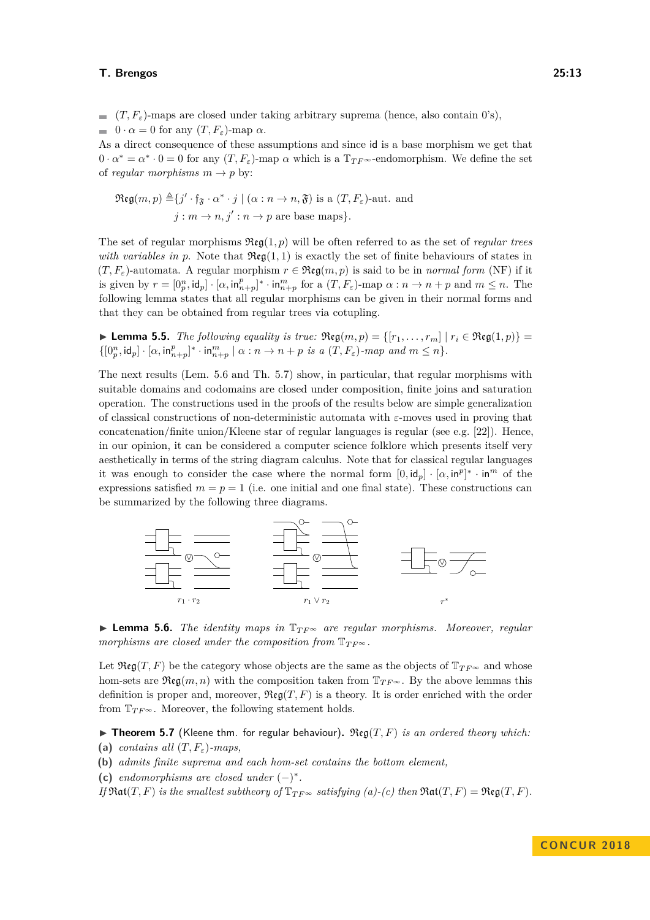- $(T, F_\varepsilon)$-maps are closed under taking arbitrary suprema (hence, also contain 0's),
- $0 \cdot \alpha = 0$ for any $(T, F_\varepsilon)$-map $\alpha$.

As a direct consequence of these assumptions and since $\mathsf{id}$ is a base morphism we get that $0 \cdot \alpha^* = \alpha^* \cdot 0 = 0$ for any $(T, F_\varepsilon)$-map $\alpha$ which is a $\mathbb{T}_{TF^\infty}$-endomorphism. We define the set of *regular morphisms* $m \to p$ by:

$$\mathfrak{Reg}(m,p) \triangleq \{j' \cdot \mathfrak{f}_{\mathfrak{F}} \cdot \alpha^* \cdot j \mid (\alpha : n \to n, \mathfrak{F}) \text{ is a } (T, F_\varepsilon)\text{-aut. and } j : m \to n, j' : n \to p \text{ are base maps}\}.$$

The set of regular morphisms $\mathfrak{Reg}(1,p)$ will be often referred to as the set of *regular trees with variables in* $p$. Note that $\mathfrak{Reg}(1,1)$ is exactly the set of finite behaviours of states in $(T, F_\varepsilon)$-automata. A regular morphism $r \in \mathfrak{Reg}(m,p)$ is said to be in *normal form* (NF) if it is given by $r = [0_p^n, \mathsf{id}_p] \cdot [\alpha, \mathsf{in}_{n+p}^p]^* \cdot \mathsf{in}_{n+p}^m$ for a $(T, F_\varepsilon)$-map $\alpha : n \to n + p$ and $m \leq n$. The following lemma states that all regular morphisms can be given in their normal forms and that they can be obtained from regular trees via cotupling.

▶ **Lemma 5.5.** *The following equality is true:* $\mathfrak{Reg}(m,p) = \{[r_1, \ldots, r_m] \mid r_i \in \mathfrak{Reg}(1,p)\} = \{[0_p^n, \mathsf{id}_p] \cdot [\alpha, \mathsf{in}_{n+p}^p]^* \cdot \mathsf{in}_{n+p}^m \mid \alpha : n \to n + p$ *is a* $(T, F_\varepsilon)$*-map and* $m \leq n\}$.

The next results (Lem. 5.6 and Th. 5.7) show, in particular, that regular morphisms with suitable domains and codomains are closed under composition, finite joins and saturation operation. The constructions used in the proofs of the results below are simple generalization of classical constructions of non-deterministic automata with $\varepsilon$-moves used in proving that concatenation/finite union/Kleene star of regular languages is regular (see e.g. [22]). Hence, in our opinion, it can be considered a computer science folklore which presents itself very aesthetically in terms of the string diagram calculus. Note that for classical regular languages it was enough to consider the case where the normal form $[0, \mathsf{id}_p] \cdot [\alpha, \mathsf{in}^p]^* \cdot \mathsf{in}^m$ of the expressions satisfied $m = p = 1$ (i.e. one initial and one final state). These constructions can be summarized by the following three diagrams.

$r_1 \cdot r_2$ $\quad$ $r_1 \vee r_2$ $\quad$ $r^*$

▶ **Lemma 5.6.** *The identity maps in* $\mathbb{T}_{TF^\infty}$ *are regular morphisms. Moreover, regular morphisms are closed under the composition from* $\mathbb{T}_{TF^\infty}$.

Let $\mathfrak{Reg}(T, F)$ be the category whose objects are the same as the objects of $\mathbb{T}_{TF^\infty}$ and whose hom-sets are $\mathfrak{Reg}(m,n)$ with the composition taken from $\mathbb{T}_{TF^\infty}$. By the above lemmas this definition is proper and, moreover, $\mathfrak{Reg}(T, F)$ is a theory. It is order enriched with the order from $\mathbb{T}_{TF^\infty}$. Moreover, the following statement holds.

▶ **Theorem 5.7** (Kleene thm. for regular behaviour)**.** $\mathfrak{Reg}(T, F)$ *is an ordered theory which:*

**(a)** *contains all* $(T, F_\varepsilon)$*-maps,*

**(b)** *admits finite suprema and each hom-set contains the bottom element,*

**(c)** *endomorphisms are closed under* $(-)^*$.

*If* $\mathfrak{Rat}(T, F)$ *is the smallest subtheory of* $\mathbb{T}_{TF^\infty}$ *satisfying (a)-(c) then* $\mathfrak{Rat}(T, F) = \mathfrak{Reg}(T, F)$.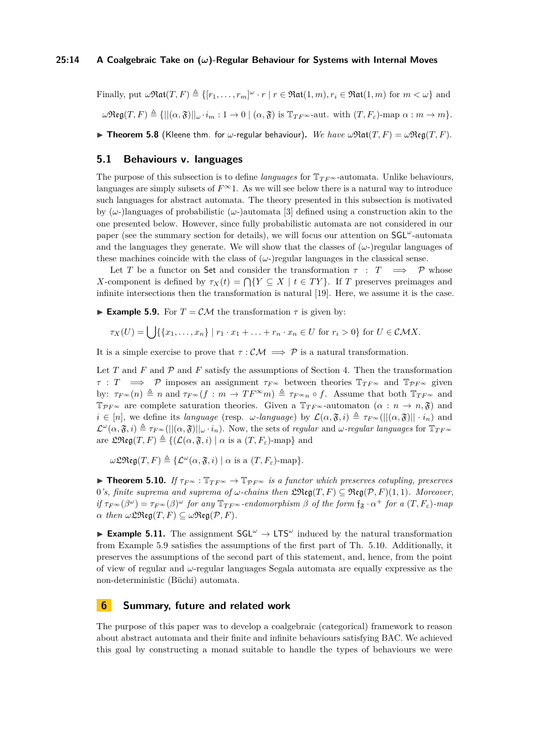Finally, put $\omega\mathfrak{Rat}(T,F) \triangleq \{[r_1,\ldots,r_m]^\omega \cdot r \mid r \in \mathfrak{Rat}(1,m), r_i \in \mathfrak{Rat}(1,m) \text{ for } m < \omega\}$ and

$$\omega\mathfrak{Reg}(T,F) \triangleq \{||(\alpha,\mathfrak{F})||_\omega \cdot i_m : 1 \to 0 \mid (\alpha,\mathfrak{F}) \text{ is } \mathbb{T}_{TF^\infty}\text{-aut. with } (T,F_\varepsilon)\text{-map } \alpha : m \to m\}.$$

▶ **Theorem 5.8** (Kleene thm. for $\omega$-regular behaviour)**.** *We have* $\omega\mathfrak{Rat}(T,F) = \omega\mathfrak{Reg}(T,F)$*.*

## 5.1 Behaviours v. languages

The purpose of this subsection is to define *languages* for $\mathbb{T}_{TF^\infty}$-automata. Unlike behaviours, languages are simply subsets of $F^\infty 1$. As we will see below there is a natural way to introduce such languages for abstract automata. The theory presented in this subsection is motivated by ($\omega$-)languages of probabilistic ($\omega$-)automata [3] defined using a construction akin to the one presented below. However, since fully probabilistic automata are not considered in our paper (see the summary section for details), we will focus our attention on $\mathsf{SGL}^\omega$-automata and the languages they generate. We will show that the classes of ($\omega$-)regular languages of these machines coincide with the class of ($\omega$-)regular languages in the classical sense.

Let $T$ be a functor on $\mathsf{Set}$ and consider the transformation $\tau : T \implies \mathcal{P}$ whose $X$-component is defined by $\tau_X(t) = \bigcap\{Y \subseteq X \mid t \in TY\}$. If $T$ preserves preimages and infinite intersections then the transformation is natural [19]. Here, we assume it is the case.

▶ **Example 5.9.** For $T = \mathcal{CM}$ the transformation $\tau$ is given by:

$$\tau_X(U) = \bigcup\{\{x_1,\ldots,x_n\} \mid r_1 \cdot x_1 + \ldots + r_n \cdot x_n \in U \text{ for } r_i > 0\} \text{ for } U \in \mathcal{CM}X.$$

It is a simple exercise to prove that $\tau : \mathcal{CM} \implies \mathcal{P}$ is a natural transformation.

Let $T$ and $F$ and $\mathcal{P}$ and $F$ satisfy the assumptions of Section 4. Then the transformation $\tau : T \implies \mathcal{P}$ imposes an assignment $\tau_{F^\infty}$ between theories $\mathbb{T}_{TF^\infty}$ and $\mathbb{T}_{\mathcal{P}F^\infty}$ given by: $\tau_{F^\infty}(n) \triangleq n$ and $\tau_{F^\infty}(f : m \to TF^\infty m) \triangleq \tau_{F^\infty n} \circ f$. Assume that both $\mathbb{T}_{TF^\infty}$ and $\mathbb{T}_{\mathcal{P}F^\infty}$ are complete saturation theories. Given a $\mathbb{T}_{TF^\infty}$-automaton $(\alpha : n \to n, \mathfrak{F})$ and $i \in [n]$, we define its *language* (resp. $\omega$*-language*) by $\mathcal{L}(\alpha,\mathfrak{F},i) \triangleq \tau_{F^\infty}(||(\alpha,\mathfrak{F})|| \cdot i_n)$ and $\mathcal{L}^\omega(\alpha,\mathfrak{F},i) \triangleq \tau_{F^\infty}(||(\alpha,\mathfrak{F})||_\omega \cdot i_n)$. Now, the sets of *regular* and $\omega$*-regular languages* for $\mathbb{T}_{TF^\infty}$ are $\mathfrak{LReg}(T,F) \triangleq \{(\mathcal{L}(\alpha,\mathfrak{F},i) \mid \alpha \text{ is a } (T,F_\varepsilon)\text{-map}\}$ and

$$\omega\mathfrak{LReg}(T,F) \triangleq \{\mathcal{L}^\omega(\alpha,\mathfrak{F},i) \mid \alpha \text{ is a } (T,F_\varepsilon)\text{-map}\}.$$

▶ **Theorem 5.10.** *If* $\tau_{F^\infty} : \mathbb{T}_{TF^\infty} \to \mathbb{T}_{\mathcal{P}F^\infty}$ *is a functor which preserves cotupling, preserves* $0$*'s, finite suprema and suprema of* $\omega$*-chains then* $\mathfrak{LReg}(T,F) \subseteq \mathfrak{Reg}(\mathcal{P},F)(1,1)$*. Moreover, if* $\tau_{F^\infty}(\beta^\omega) = \tau_{F^\infty}(\beta)^\omega$ *for any* $\mathbb{T}_{TF^\infty}$*-endomorphism* $\beta$ *of the form* $\mathfrak{f}_\mathfrak{F} \cdot \alpha^+$ *for a* $(T,F_\varepsilon)$*-map* $\alpha$ *then* $\omega\mathfrak{LReg}(T,F) \subseteq \omega\mathfrak{Reg}(\mathcal{P},F)$*.*

▶ **Example 5.11.** The assignment $\mathsf{SGL}^\omega \to \mathsf{LTS}^\omega$ induced by the natural transformation from Example 5.9 satisfies the assumptions of the first part of Th. 5.10. Additionally, it preserves the assumptions of the second part of this statement, and, hence, from the point of view of regular and $\omega$-regular languages Segala automata are equally expressive as the non-deterministic (Büchi) automata.

# 6 Summary, future and related work

The purpose of this paper was to develop a coalgebraic (categorical) framework to reason about abstract automata and their finite and infinite behaviours satisfying BAC. We achieved this goal by constructing a monad suitable to handle the types of behaviours we were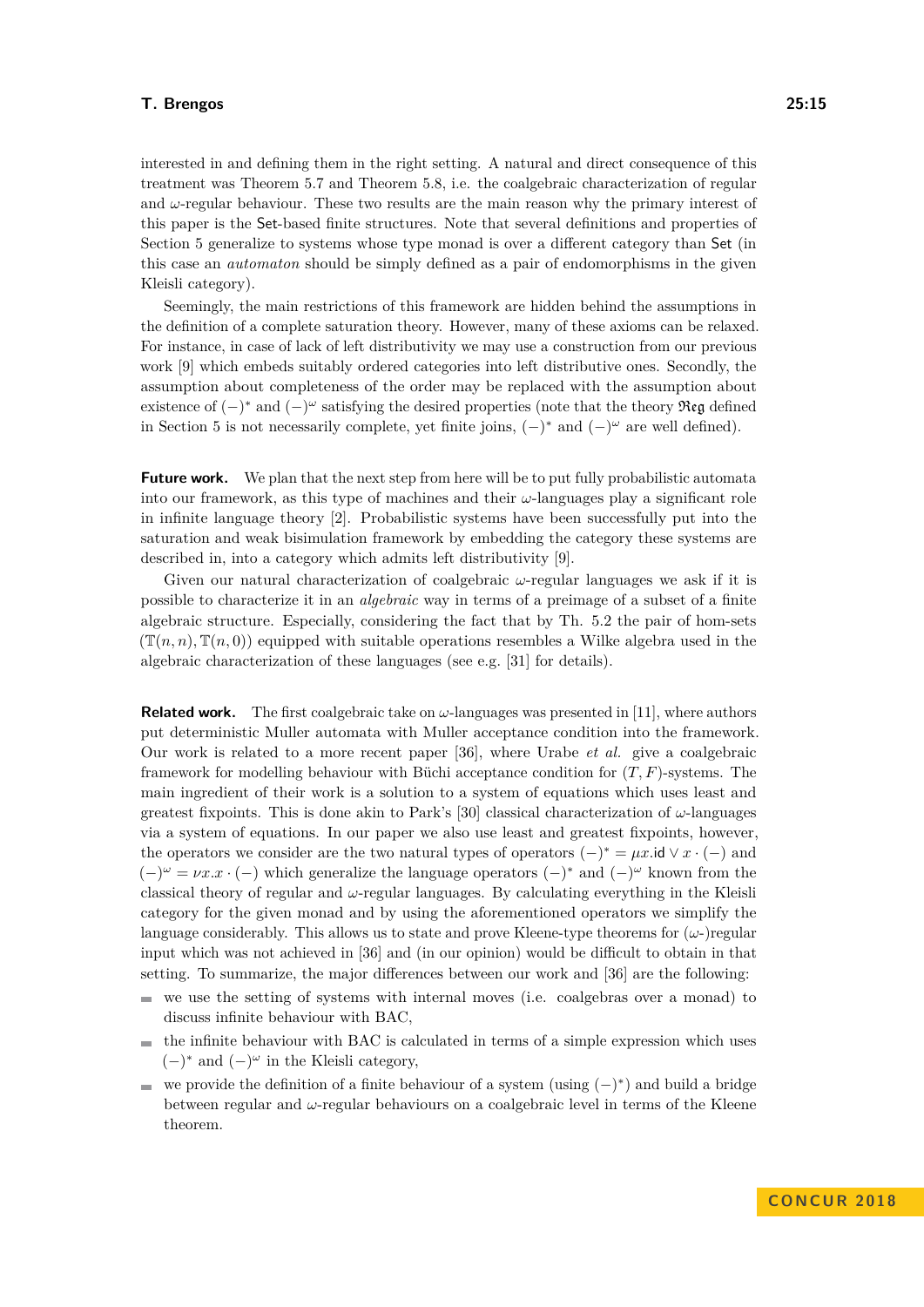interested in and defining them in the right setting. A natural and direct consequence of this treatment was Theorem 5.7 and Theorem 5.8, i.e. the coalgebraic characterization of regular and $\omega$-regular behaviour. These two results are the main reason why the primary interest of this paper is the $\mathsf{Set}$-based finite structures. Note that several definitions and properties of Section 5 generalize to systems whose type monad is over a different category than $\mathsf{Set}$ (in this case an *automaton* should be simply defined as a pair of endomorphisms in the given Kleisli category).

Seemingly, the main restrictions of this framework are hidden behind the assumptions in the definition of a complete saturation theory. However, many of these axioms can be relaxed. For instance, in case of lack of left distributivity we may use a construction from our previous work [9] which embeds suitably ordered categories into left distributive ones. Secondly, the assumption about completeness of the order may be replaced with the assumption about existence of $(-)^*$ and $(-)^\omega$ satisfying the desired properties (note that the theory $\mathfrak{Reg}$ defined in Section 5 is not necessarily complete, yet finite joins, $(-)^*$ and $(-)^\omega$ are well defined).

**Future work.** We plan that the next step from here will be to put fully probabilistic automata into our framework, as this type of machines and their $\omega$-languages play a significant role in infinite language theory [2]. Probabilistic systems have been successfully put into the saturation and weak bisimulation framework by embedding the category these systems are described in, into a category which admits left distributivity [9].

Given our natural characterization of coalgebraic $\omega$-regular languages we ask if it is possible to characterize it in an *algebraic* way in terms of a preimage of a subset of a finite algebraic structure. Especially, considering the fact that by Th. 5.2 the pair of hom-sets $(\mathbb{T}(n,n), \mathbb{T}(n,0))$ equipped with suitable operations resembles a Wilke algebra used in the algebraic characterization of these languages (see e.g. [31] for details).

**Related work.** The first coalgebraic take on $\omega$-languages was presented in [11], where authors put deterministic Muller automata with Muller acceptance condition into the framework. Our work is related to a more recent paper [36], where Urabe *et al.* give a coalgebraic framework for modelling behaviour with Büchi acceptance condition for $(T, F)$-systems. The main ingredient of their work is a solution to a system of equations which uses least and greatest fixpoints. This is done akin to Park's [30] classical characterization of $\omega$-languages via a system of equations. In our paper we also use least and greatest fixpoints, however, the operators we consider are the two natural types of operators $(-)^* = \mu x.\mathsf{id} \vee x \cdot (-)$ and $(-)^\omega = \nu x.x \cdot (-)$ which generalize the language operators $(-)^*$ and $(-)^\omega$ known from the classical theory of regular and $\omega$-regular languages. By calculating everything in the Kleisli category for the given monad and by using the aforementioned operators we simplify the language considerably. This allows us to state and prove Kleene-type theorems for ($\omega$-)regular input which was not achieved in [36] and (in our opinion) would be difficult to obtain in that setting. To summarize, the major differences between our work and [36] are the following:

- we use the setting of systems with internal moves (i.e. coalgebras over a monad) to discuss infinite behaviour with BAC,
- the infinite behaviour with BAC is calculated in terms of a simple expression which uses $(-)^*$ and $(-)^\omega$ in the Kleisli category,
- we provide the definition of a finite behaviour of a system (using $(-)^*$) and build a bridge between regular and $\omega$-regular behaviours on a coalgebraic level in terms of the Kleene theorem.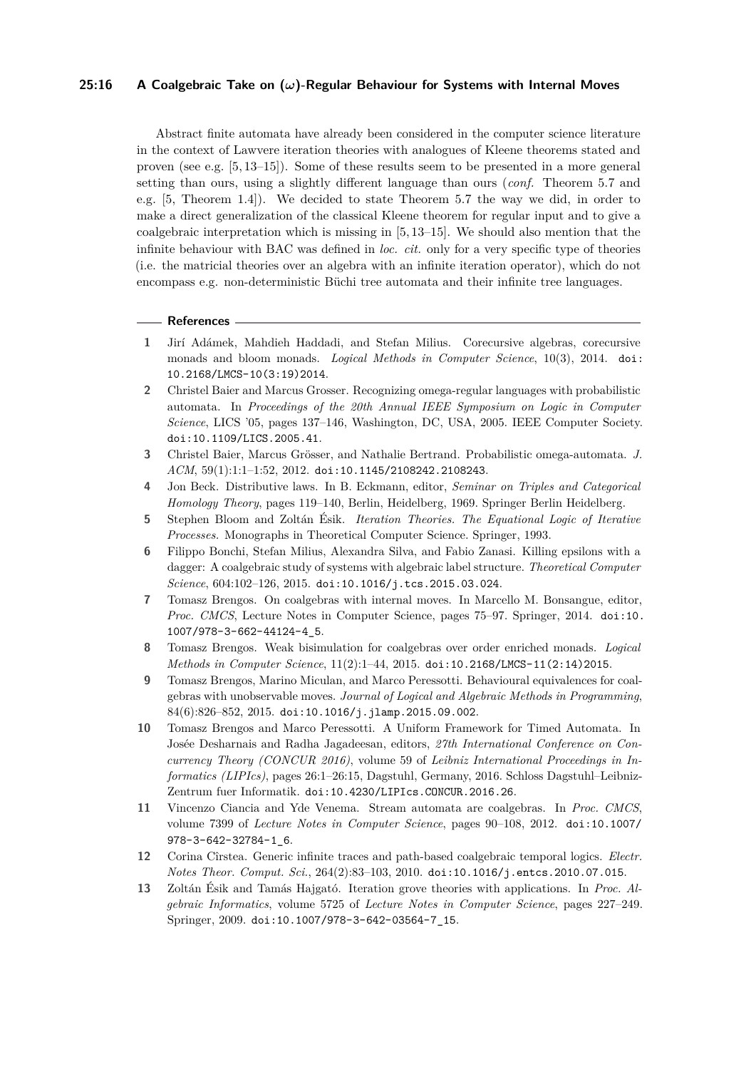Abstract finite automata have already been considered in the computer science literature in the context of Lawvere iteration theories with analogues of Kleene theorems stated and proven (see e.g. [5, 13–15]). Some of these results seem to be presented in a more general setting than ours, using a slightly different language than ours (*conf.* Theorem 5.7 and e.g. [5, Theorem 1.4]). We decided to state Theorem 5.7 the way we did, in order to make a direct generalization of the classical Kleene theorem for regular input and to give a coalgebraic interpretation which is missing in [5, 13–15]. We should also mention that the infinite behaviour with BAC was defined in *loc. cit.* only for a very specific type of theories (i.e. the matricial theories over an algebra with an infinite iteration operator), which do not encompass e.g. non-deterministic Büchi tree automata and their infinite tree languages.

## References

1. Jirí Adámek, Mahdieh Haddadi, and Stefan Milius. Corecursive algebras, corecursive monads and bloom monads. *Logical Methods in Computer Science*, 10(3), 2014. doi:10.2168/LMCS-10(3:19)2014.
2. Christel Baier and Marcus Grosser. Recognizing omega-regular languages with probabilistic automata. In *Proceedings of the 20th Annual IEEE Symposium on Logic in Computer Science*, LICS '05, pages 137–146, Washington, DC, USA, 2005. IEEE Computer Society. doi:10.1109/LICS.2005.41.
3. Christel Baier, Marcus Grösser, and Nathalie Bertrand. Probabilistic omega-automata. *J. ACM*, 59(1):1:1–1:52, 2012. doi:10.1145/2108242.2108243.
4. Jon Beck. Distributive laws. In B. Eckmann, editor, *Seminar on Triples and Categorical Homology Theory*, pages 119–140, Berlin, Heidelberg, 1969. Springer Berlin Heidelberg.
5. Stephen Bloom and Zoltán Ésik. *Iteration Theories. The Equational Logic of Iterative Processes.* Monographs in Theoretical Computer Science. Springer, 1993.
6. Filippo Bonchi, Stefan Milius, Alexandra Silva, and Fabio Zanasi. Killing epsilons with a dagger: A coalgebraic study of systems with algebraic label structure. *Theoretical Computer Science*, 604:102–126, 2015. doi:10.1016/j.tcs.2015.03.024.
7. Tomasz Brengos. On coalgebras with internal moves. In Marcello M. Bonsangue, editor, *Proc. CMCS*, Lecture Notes in Computer Science, pages 75–97. Springer, 2014. doi:10.1007/978-3-662-44124-4_5.
8. Tomasz Brengos. Weak bisimulation for coalgebras over order enriched monads. *Logical Methods in Computer Science*, 11(2):1–44, 2015. doi:10.2168/LMCS-11(2:14)2015.
9. Tomasz Brengos, Marino Miculan, and Marco Peressotti. Behavioural equivalences for coalgebras with unobservable moves. *Journal of Logical and Algebraic Methods in Programming*, 84(6):826–852, 2015. doi:10.1016/j.jlamp.2015.09.002.
10. Tomasz Brengos and Marco Peressotti. A Uniform Framework for Timed Automata. In Josée Desharnais and Radha Jagadeesan, editors, *27th International Conference on Concurrency Theory (CONCUR 2016)*, volume 59 of *Leibniz International Proceedings in Informatics (LIPIcs)*, pages 26:1–26:15, Dagstuhl, Germany, 2016. Schloss Dagstuhl–Leibniz-Zentrum fuer Informatik. doi:10.4230/LIPIcs.CONCUR.2016.26.
11. Vincenzo Ciancia and Yde Venema. Stream automata are coalgebras. In *Proc. CMCS*, volume 7399 of *Lecture Notes in Computer Science*, pages 90–108, 2012. doi:10.1007/978-3-642-32784-1_6.
12. Corina Cîrstea. Generic infinite traces and path-based coalgebraic temporal logics. *Electr. Notes Theor. Comput. Sci.*, 264(2):83–103, 2010. doi:10.1016/j.entcs.2010.07.015.
13. Zoltán Ésik and Tamás Hajgató. Iteration grove theories with applications. In *Proc. Algebraic Informatics*, volume 5725 of *Lecture Notes in Computer Science*, pages 227–249. Springer, 2009. doi:10.1007/978-3-642-03564-7_15.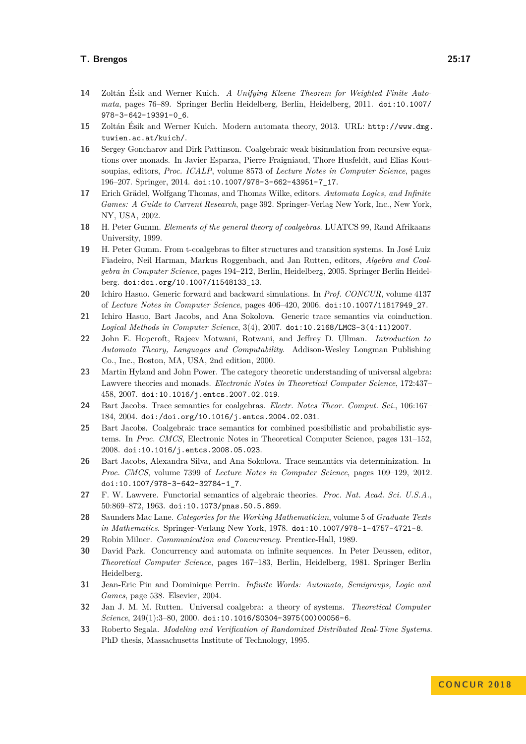14 Zoltán Ésik and Werner Kuich. *A Unifying Kleene Theorem for Weighted Finite Automata*, pages 76–89. Springer Berlin Heidelberg, Berlin, Heidelberg, 2011. doi:10.1007/978-3-642-19391-0_6.

15 Zoltán Ésik and Werner Kuich. Modern automata theory, 2013. URL: http://www.dmg.tuwien.ac.at/kuich/.

16 Sergey Goncharov and Dirk Pattinson. Coalgebraic weak bisimulation from recursive equations over monads. In Javier Esparza, Pierre Fraigniaud, Thore Husfeldt, and Elias Koutsoupias, editors, *Proc. ICALP*, volume 8573 of *Lecture Notes in Computer Science*, pages 196–207. Springer, 2014. doi:10.1007/978-3-662-43951-7_17.

17 Erich Grädel, Wolfgang Thomas, and Thomas Wilke, editors. *Automata Logics, and Infinite Games: A Guide to Current Research*, page 392. Springer-Verlag New York, Inc., New York, NY, USA, 2002.

18 H. Peter Gumm. *Elements of the general theory of coalgebras*. LUATCS 99, Rand Afrikaans University, 1999.

19 H. Peter Gumm. From t-coalgebras to filter structures and transition systems. In José Luiz Fiadeiro, Neil Harman, Markus Roggenbach, and Jan Rutten, editors, *Algebra and Coalgebra in Computer Science*, pages 194–212, Berlin, Heidelberg, 2005. Springer Berlin Heidelberg. doi:doi.org/10.1007/11548133_13.

20 Ichiro Hasuo. Generic forward and backward simulations. In *Prof. CONCUR*, volume 4137 of *Lecture Notes in Computer Science*, pages 406–420, 2006. doi:10.1007/11817949_27.

21 Ichiro Hasuo, Bart Jacobs, and Ana Sokolova. Generic trace semantics via coinduction. *Logical Methods in Computer Science*, 3(4), 2007. doi:10.2168/LMCS-3(4:11)2007.

22 John E. Hopcroft, Rajeev Motwani, Rotwani, and Jeffrey D. Ullman. *Introduction to Automata Theory, Languages and Computability*. Addison-Wesley Longman Publishing Co., Inc., Boston, MA, USA, 2nd edition, 2000.

23 Martin Hyland and John Power. The category theoretic understanding of universal algebra: Lawvere theories and monads. *Electronic Notes in Theoretical Computer Science*, 172:437–458, 2007. doi:10.1016/j.entcs.2007.02.019.

24 Bart Jacobs. Trace semantics for coalgebras. *Electr. Notes Theor. Comput. Sci.*, 106:167–184, 2004. doi:/doi.org/10.1016/j.entcs.2004.02.031.

25 Bart Jacobs. Coalgebraic trace semantics for combined possibilistic and probabilistic systems. In *Proc. CMCS*, Electronic Notes in Theoretical Computer Science, pages 131–152, 2008. doi:10.1016/j.entcs.2008.05.023.

26 Bart Jacobs, Alexandra Silva, and Ana Sokolova. Trace semantics via determinization. In *Proc. CMCS*, volume 7399 of *Lecture Notes in Computer Science*, pages 109–129, 2012. doi:10.1007/978-3-642-32784-1_7.

27 F. W. Lawvere. Functorial semantics of algebraic theories. *Proc. Nat. Acad. Sci. U.S.A.*, 50:869–872, 1963. doi:10.1073/pnas.50.5.869.

28 Saunders Mac Lane. *Categories for the Working Mathematician*, volume 5 of *Graduate Texts in Mathematics*. Springer-Verlang New York, 1978. doi:10.1007/978-1-4757-4721-8.

29 Robin Milner. *Communication and Concurrency*. Prentice-Hall, 1989.

30 David Park. Concurrency and automata on infinite sequences. In Peter Deussen, editor, *Theoretical Computer Science*, pages 167–183, Berlin, Heidelberg, 1981. Springer Berlin Heidelberg.

31 Jean-Eric Pin and Dominique Perrin. *Infinite Words: Automata, Semigroups, Logic and Games*, page 538. Elsevier, 2004.

32 Jan J. M. M. Rutten. Universal coalgebra: a theory of systems. *Theoretical Computer Science*, 249(1):3–80, 2000. doi:10.1016/S0304-3975(00)00056-6.

33 Roberto Segala. *Modeling and Verification of Randomized Distributed Real-Time Systems*. PhD thesis, Massachusetts Institute of Technology, 1995.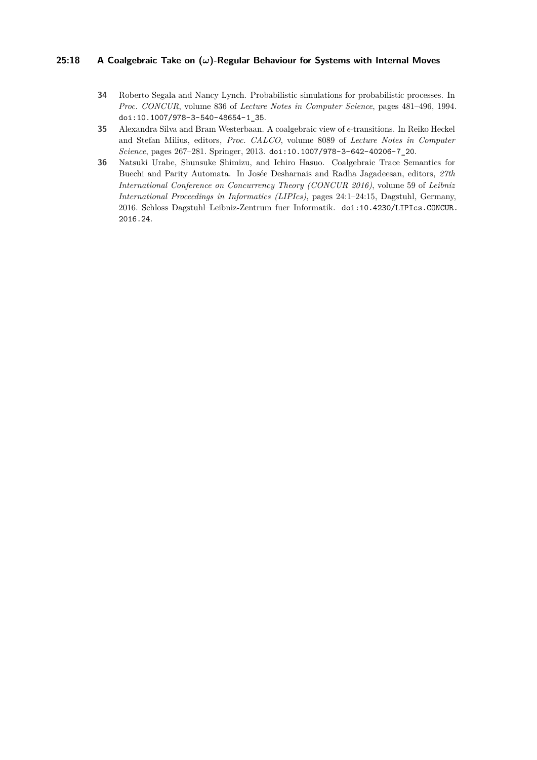34 Roberto Segala and Nancy Lynch. Probabilistic simulations for probabilistic processes. In *Proc. CONCUR*, volume 836 of *Lecture Notes in Computer Science*, pages 481–496, 1994. doi:10.1007/978-3-540-48654-1_35.

35 Alexandra Silva and Bram Westerbaan. A coalgebraic view of $\epsilon$-transitions. In Reiko Heckel and Stefan Milius, editors, *Proc. CALCO*, volume 8089 of *Lecture Notes in Computer Science*, pages 267–281. Springer, 2013. doi:10.1007/978-3-642-40206-7_20.

36 Natsuki Urabe, Shunsuke Shimizu, and Ichiro Hasuo. Coalgebraic Trace Semantics for Buechi and Parity Automata. In Josée Desharnais and Radha Jagadeesan, editors, *27th International Conference on Concurrency Theory (CONCUR 2016)*, volume 59 of *Leibniz International Proceedings in Informatics (LIPIcs)*, pages 24:1–24:15, Dagstuhl, Germany, 2016. Schloss Dagstuhl–Leibniz-Zentrum fuer Informatik. doi:10.4230/LIPIcs.CONCUR.2016.24.